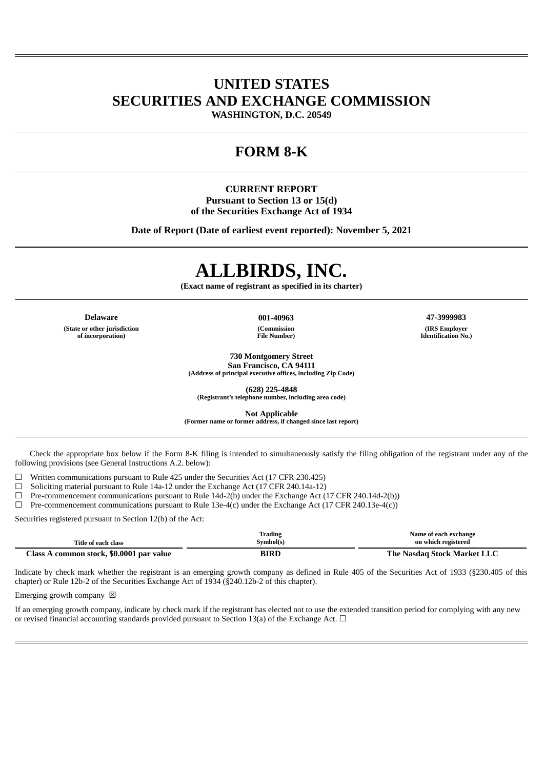# UNITED STATES
# SECURITIES AND EXCHANGE COMMISSION

**WASHINGTON, D.C. 20549**

# FORM 8-K

**CURRENT REPORT**
**Pursuant to Section 13 or 15(d)**
**of the Securities Exchange Act of 1934**

**Date of Report (Date of earliest event reported): November 5, 2021**

# ALLBIRDS, INC.

**(Exact name of registrant as specified in its charter)**

| **Delaware** | **001-40963** | **47-3999983** |
|---|---|---|
| **(State or other jurisdiction of incorporation)** | **(Commission File Number)** | **(IRS Employer Identification No.)** |

**730 Montgomery Street**
**San Francisco, CA 94111**
**(Address of principal executive offices, including Zip Code)**

**(628) 225-4848**
**(Registrant's telephone number, including area code)**

**Not Applicable**
**(Former name or former address, if changed since last report)**

Check the appropriate box below if the Form 8-K filing is intended to simultaneously satisfy the filing obligation of the registrant under any of the following provisions (see General Instructions A.2. below):

☐ Written communications pursuant to Rule 425 under the Securities Act (17 CFR 230.425)
☐ Soliciting material pursuant to Rule 14a-12 under the Exchange Act (17 CFR 240.14a-12)
☐ Pre-commencement communications pursuant to Rule 14d-2(b) under the Exchange Act (17 CFR 240.14d-2(b))
☐ Pre-commencement communications pursuant to Rule 13e-4(c) under the Exchange Act (17 CFR 240.13e-4(c))

Securities registered pursuant to Section 12(b) of the Act:

| Title of each class | Trading Symbol(s) | Name of each exchange on which registered |
|---|---|---|
| **Class A common stock, $0.0001 par value** | **BIRD** | **The Nasdaq Stock Market LLC** |

Indicate by check mark whether the registrant is an emerging growth company as defined in Rule 405 of the Securities Act of 1933 (§230.405 of this chapter) or Rule 12b-2 of the Securities Exchange Act of 1934 (§240.12b-2 of this chapter).

Emerging growth company ☒

If an emerging growth company, indicate by check mark if the registrant has elected not to use the extended transition period for complying with any new or revised financial accounting standards provided pursuant to Section 13(a) of the Exchange Act. ☐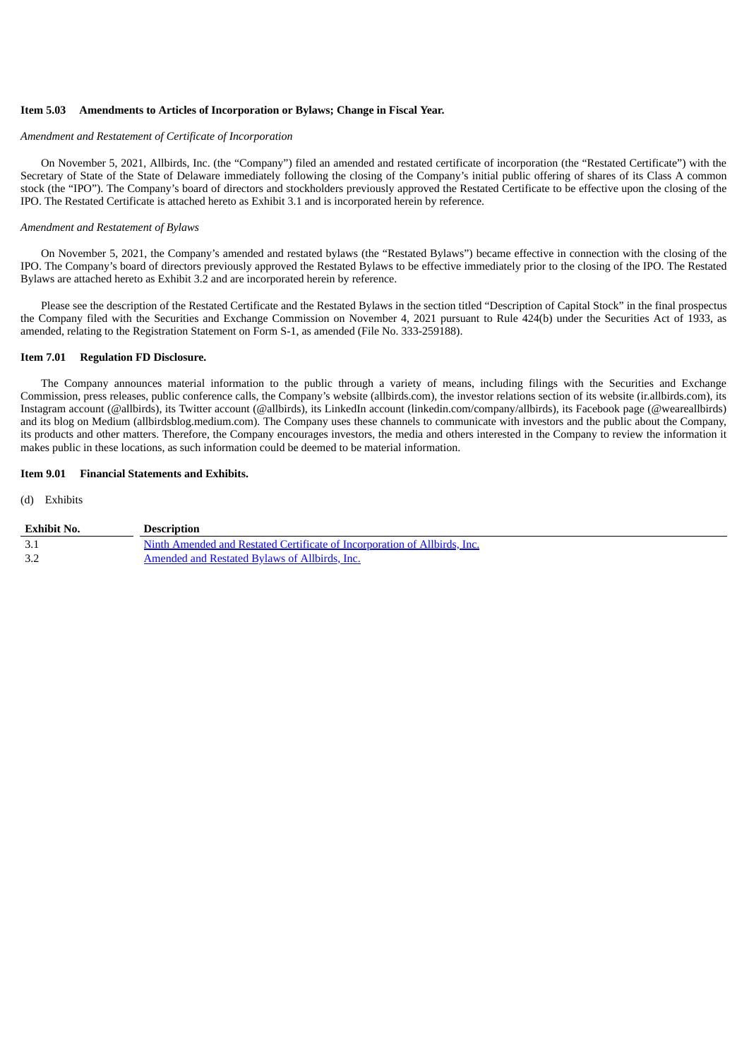**Item 5.03 Amendments to Articles of Incorporation or Bylaws; Change in Fiscal Year.**

*Amendment and Restatement of Certificate of Incorporation*

On November 5, 2021, Allbirds, Inc. (the "Company") filed an amended and restated certificate of incorporation (the "Restated Certificate") with the Secretary of State of the State of Delaware immediately following the closing of the Company's initial public offering of shares of its Class A common stock (the "IPO"). The Company's board of directors and stockholders previously approved the Restated Certificate to be effective upon the closing of the IPO. The Restated Certificate is attached hereto as Exhibit 3.1 and is incorporated herein by reference.

*Amendment and Restatement of Bylaws*

On November 5, 2021, the Company's amended and restated bylaws (the "Restated Bylaws") became effective in connection with the closing of the IPO. The Company's board of directors previously approved the Restated Bylaws to be effective immediately prior to the closing of the IPO. The Restated Bylaws are attached hereto as Exhibit 3.2 and are incorporated herein by reference.

Please see the description of the Restated Certificate and the Restated Bylaws in the section titled "Description of Capital Stock" in the final prospectus the Company filed with the Securities and Exchange Commission on November 4, 2021 pursuant to Rule 424(b) under the Securities Act of 1933, as amended, relating to the Registration Statement on Form S-1, as amended (File No. 333-259188).

**Item 7.01 Regulation FD Disclosure.**

The Company announces material information to the public through a variety of means, including filings with the Securities and Exchange Commission, press releases, public conference calls, the Company's website (allbirds.com), the investor relations section of its website (ir.allbirds.com), its Instagram account (@allbirds), its Twitter account (@allbirds), its LinkedIn account (linkedin.com/company/allbirds), its Facebook page (@weareallbirds) and its blog on Medium (allbirdsblog.medium.com). The Company uses these channels to communicate with investors and the public about the Company, its products and other matters. Therefore, the Company encourages investors, the media and others interested in the Company to review the information it makes public in these locations, as such information could be deemed to be material information.

**Item 9.01 Financial Statements and Exhibits.**

(d) Exhibits

| Exhibit No. | Description |
|---|---|
| 3.1 | Ninth Amended and Restated Certificate of Incorporation of Allbirds, Inc. |
| 3.2 | Amended and Restated Bylaws of Allbirds, Inc. |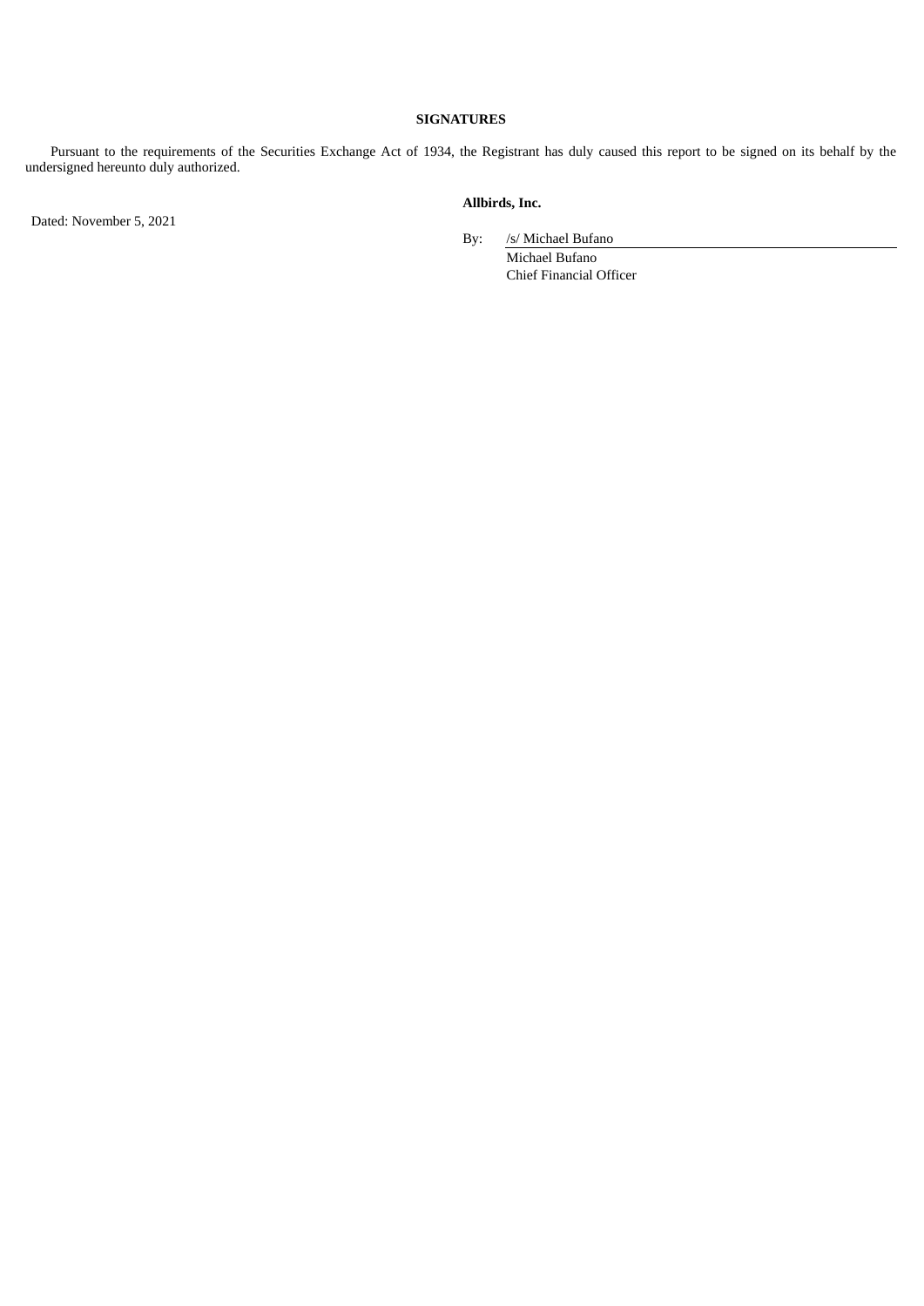**SIGNATURES**

Pursuant to the requirements of the Securities Exchange Act of 1934, the Registrant has duly caused this report to be signed on its behalf by the undersigned hereunto duly authorized.

Dated: November 5, 2021

**Allbirds, Inc.**

By: /s/ Michael Bufano
Michael Bufano
Chief Financial Officer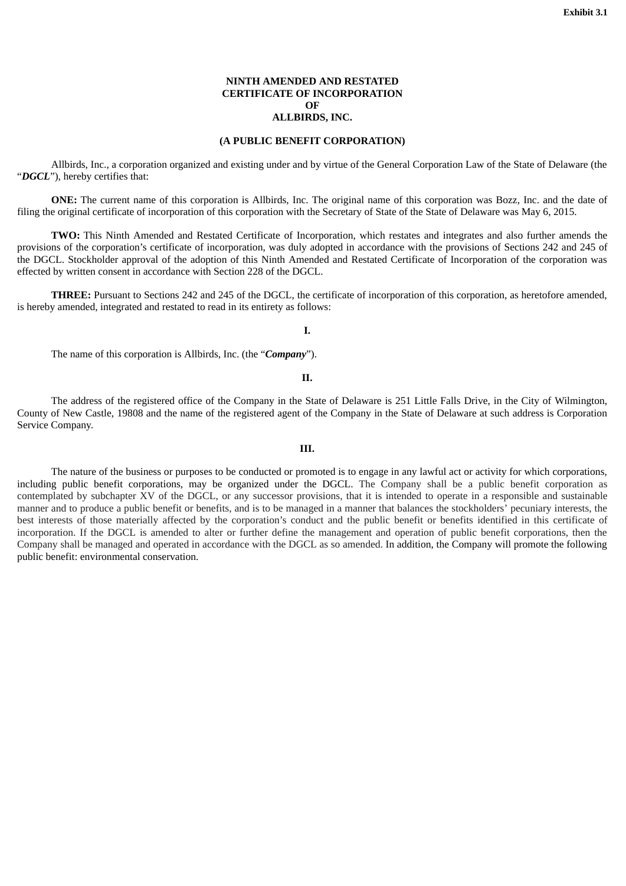**Exhibit 3.1**

# NINTH AMENDED AND RESTATED CERTIFICATE OF INCORPORATION OF ALLBIRDS, INC.

**(A PUBLIC BENEFIT CORPORATION)**

Allbirds, Inc., a corporation organized and existing under and by virtue of the General Corporation Law of the State of Delaware (the "***DGCL***"), hereby certifies that:

**ONE:** The current name of this corporation is Allbirds, Inc. The original name of this corporation was Bozz, Inc. and the date of filing the original certificate of incorporation of this corporation with the Secretary of State of the State of Delaware was May 6, 2015.

**TWO:** This Ninth Amended and Restated Certificate of Incorporation, which restates and integrates and also further amends the provisions of the corporation's certificate of incorporation, was duly adopted in accordance with the provisions of Sections 242 and 245 of the DGCL. Stockholder approval of the adoption of this Ninth Amended and Restated Certificate of Incorporation of the corporation was effected by written consent in accordance with Section 228 of the DGCL.

**THREE:** Pursuant to Sections 242 and 245 of the DGCL, the certificate of incorporation of this corporation, as heretofore amended, is hereby amended, integrated and restated to read in its entirety as follows:

**I.**

The name of this corporation is Allbirds, Inc. (the "***Company***").

**II.**

The address of the registered office of the Company in the State of Delaware is 251 Little Falls Drive, in the City of Wilmington, County of New Castle, 19808 and the name of the registered agent of the Company in the State of Delaware at such address is Corporation Service Company.

**III.**

The nature of the business or purposes to be conducted or promoted is to engage in any lawful act or activity for which corporations, including public benefit corporations, may be organized under the DGCL. The Company shall be a public benefit corporation as contemplated by subchapter XV of the DGCL, or any successor provisions, that it is intended to operate in a responsible and sustainable manner and to produce a public benefit or benefits, and is to be managed in a manner that balances the stockholders' pecuniary interests, the best interests of those materially affected by the corporation's conduct and the public benefit or benefits identified in this certificate of incorporation. If the DGCL is amended to alter or further define the management and operation of public benefit corporations, then the Company shall be managed and operated in accordance with the DGCL as so amended. In addition, the Company will promote the following public benefit: environmental conservation.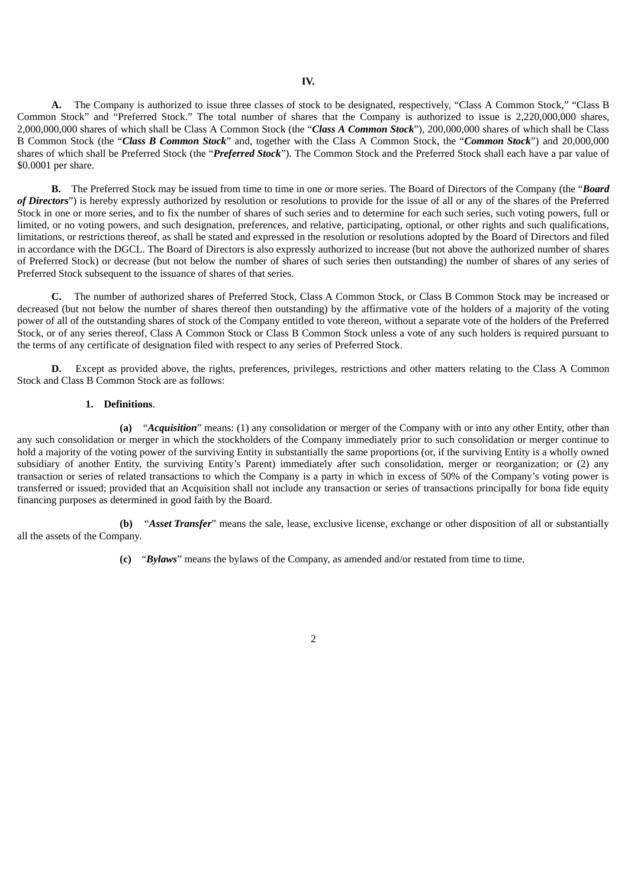# IV.

**A.** The Company is authorized to issue three classes of stock to be designated, respectively, "Class A Common Stock," "Class B Common Stock" and "Preferred Stock." The total number of shares that the Company is authorized to issue is 2,220,000,000 shares, 2,000,000,000 shares of which shall be Class A Common Stock (the "***Class A Common Stock***"), 200,000,000 shares of which shall be Class B Common Stock (the "***Class B Common Stock***" and, together with the Class A Common Stock, the "***Common Stock***") and 20,000,000 shares of which shall be Preferred Stock (the "***Preferred Stock***"). The Common Stock and the Preferred Stock shall each have a par value of $0.0001 per share.

**B.** The Preferred Stock may be issued from time to time in one or more series. The Board of Directors of the Company (the "***Board of Directors***") is hereby expressly authorized by resolution or resolutions to provide for the issue of all or any of the shares of the Preferred Stock in one or more series, and to fix the number of shares of such series and to determine for each such series, such voting powers, full or limited, or no voting powers, and such designation, preferences, and relative, participating, optional, or other rights and such qualifications, limitations, or restrictions thereof, as shall be stated and expressed in the resolution or resolutions adopted by the Board of Directors and filed in accordance with the DGCL. The Board of Directors is also expressly authorized to increase (but not above the authorized number of shares of Preferred Stock) or decrease (but not below the number of shares of such series then outstanding) the number of shares of any series of Preferred Stock subsequent to the issuance of shares of that series.

**C.** The number of authorized shares of Preferred Stock, Class A Common Stock, or Class B Common Stock may be increased or decreased (but not below the number of shares thereof then outstanding) by the affirmative vote of the holders of a majority of the voting power of all of the outstanding shares of stock of the Company entitled to vote thereon, without a separate vote of the holders of the Preferred Stock, or of any series thereof, Class A Common Stock or Class B Common Stock unless a vote of any such holders is required pursuant to the terms of any certificate of designation filed with respect to any series of Preferred Stock.

**D.** Except as provided above, the rights, preferences, privileges, restrictions and other matters relating to the Class A Common Stock and Class B Common Stock are as follows:

**1. Definitions**.

**(a)** "***Acquisition***" means: (1) any consolidation or merger of the Company with or into any other Entity, other than any such consolidation or merger in which the stockholders of the Company immediately prior to such consolidation or merger continue to hold a majority of the voting power of the surviving Entity in substantially the same proportions (or, if the surviving Entity is a wholly owned subsidiary of another Entity, the surviving Entity's Parent) immediately after such consolidation, merger or reorganization; or (2) any transaction or series of related transactions to which the Company is a party in which in excess of 50% of the Company's voting power is transferred or issued; provided that an Acquisition shall not include any transaction or series of transactions principally for bona fide equity financing purposes as determined in good faith by the Board.

**(b)** "***Asset Transfer***" means the sale, lease, exclusive license, exchange or other disposition of all or substantially all the assets of the Company.

**(c)** "***Bylaws***" means the bylaws of the Company, as amended and/or restated from time to time.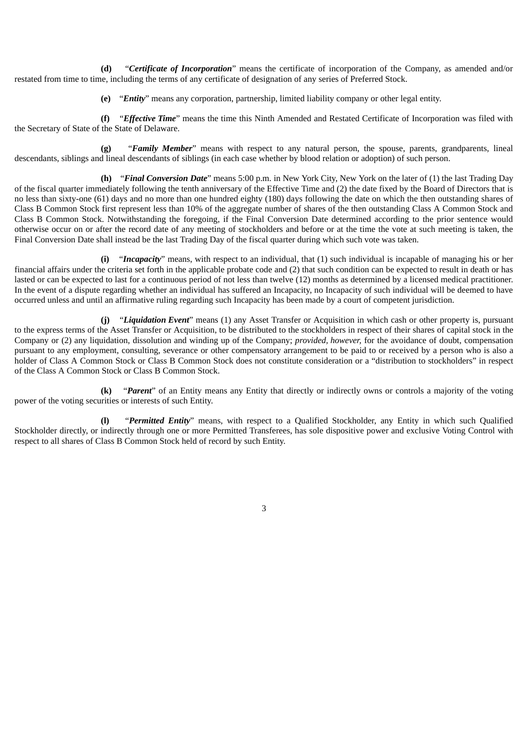**(d)** "***Certificate of Incorporation***" means the certificate of incorporation of the Company, as amended and/or restated from time to time, including the terms of any certificate of designation of any series of Preferred Stock.

**(e)** "***Entity***" means any corporation, partnership, limited liability company or other legal entity.

**(f)** "***Effective Time***" means the time this Ninth Amended and Restated Certificate of Incorporation was filed with the Secretary of State of the State of Delaware.

**(g)** "***Family Member***" means with respect to any natural person, the spouse, parents, grandparents, lineal descendants, siblings and lineal descendants of siblings (in each case whether by blood relation or adoption) of such person.

**(h)** "***Final Conversion Date***" means 5:00 p.m. in New York City, New York on the later of (1) the last Trading Day of the fiscal quarter immediately following the tenth anniversary of the Effective Time and (2) the date fixed by the Board of Directors that is no less than sixty-one (61) days and no more than one hundred eighty (180) days following the date on which the then outstanding shares of Class B Common Stock first represent less than 10% of the aggregate number of shares of the then outstanding Class A Common Stock and Class B Common Stock. Notwithstanding the foregoing, if the Final Conversion Date determined according to the prior sentence would otherwise occur on or after the record date of any meeting of stockholders and before or at the time the vote at such meeting is taken, the Final Conversion Date shall instead be the last Trading Day of the fiscal quarter during which such vote was taken.

**(i)** "***Incapacity***" means, with respect to an individual, that (1) such individual is incapable of managing his or her financial affairs under the criteria set forth in the applicable probate code and (2) that such condition can be expected to result in death or has lasted or can be expected to last for a continuous period of not less than twelve (12) months as determined by a licensed medical practitioner. In the event of a dispute regarding whether an individual has suffered an Incapacity, no Incapacity of such individual will be deemed to have occurred unless and until an affirmative ruling regarding such Incapacity has been made by a court of competent jurisdiction.

**(j)** "***Liquidation Event***" means (1) any Asset Transfer or Acquisition in which cash or other property is, pursuant to the express terms of the Asset Transfer or Acquisition, to be distributed to the stockholders in respect of their shares of capital stock in the Company or (2) any liquidation, dissolution and winding up of the Company; *provided, however,* for the avoidance of doubt, compensation pursuant to any employment, consulting, severance or other compensatory arrangement to be paid to or received by a person who is also a holder of Class A Common Stock or Class B Common Stock does not constitute consideration or a "distribution to stockholders" in respect of the Class A Common Stock or Class B Common Stock.

**(k)** "***Parent***" of an Entity means any Entity that directly or indirectly owns or controls a majority of the voting power of the voting securities or interests of such Entity.

**(l)** "***Permitted Entity***" means, with respect to a Qualified Stockholder, any Entity in which such Qualified Stockholder directly, or indirectly through one or more Permitted Transferees, has sole dispositive power and exclusive Voting Control with respect to all shares of Class B Common Stock held of record by such Entity.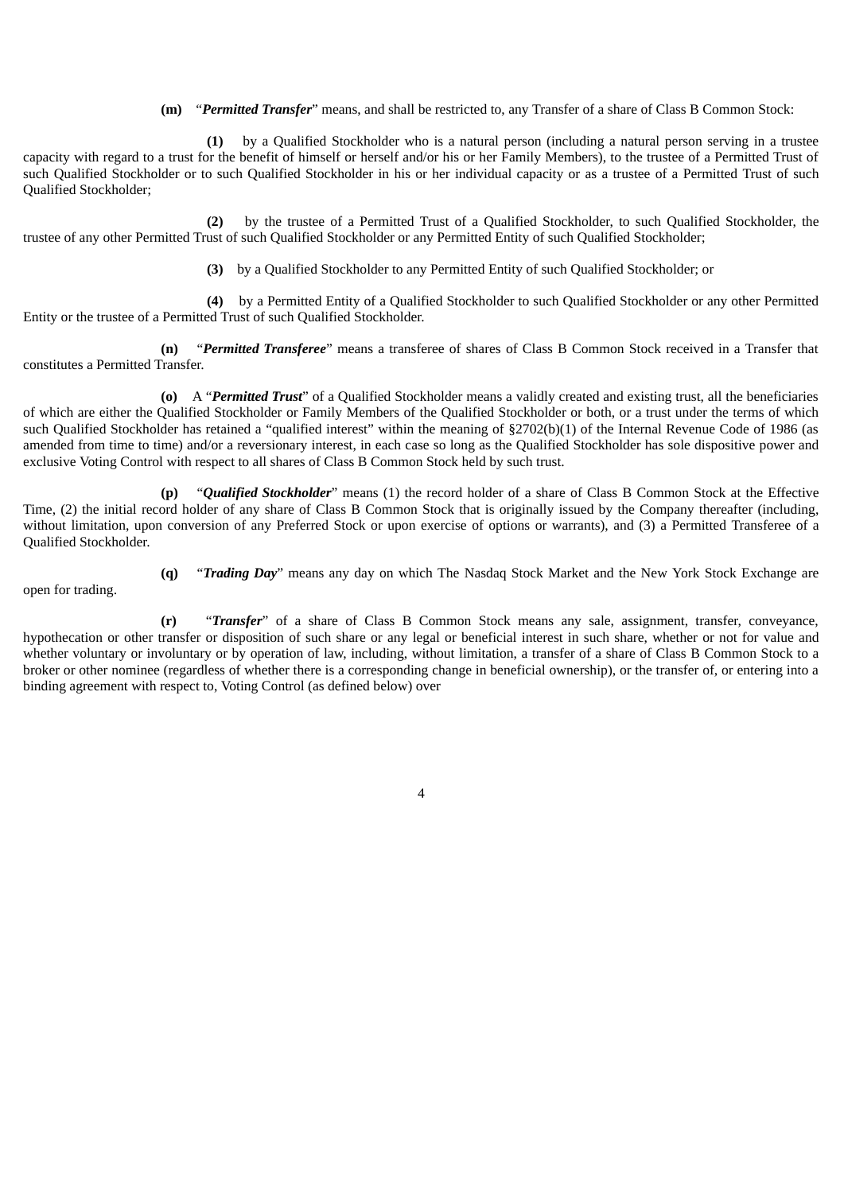**(m)** "***Permitted Transfer***" means, and shall be restricted to, any Transfer of a share of Class B Common Stock:

**(1)** by a Qualified Stockholder who is a natural person (including a natural person serving in a trustee capacity with regard to a trust for the benefit of himself or herself and/or his or her Family Members), to the trustee of a Permitted Trust of such Qualified Stockholder or to such Qualified Stockholder in his or her individual capacity or as a trustee of a Permitted Trust of such Qualified Stockholder;

**(2)** by the trustee of a Permitted Trust of a Qualified Stockholder, to such Qualified Stockholder, the trustee of any other Permitted Trust of such Qualified Stockholder or any Permitted Entity of such Qualified Stockholder;

**(3)** by a Qualified Stockholder to any Permitted Entity of such Qualified Stockholder; or

**(4)** by a Permitted Entity of a Qualified Stockholder to such Qualified Stockholder or any other Permitted Entity or the trustee of a Permitted Trust of such Qualified Stockholder.

**(n)** "***Permitted Transferee***" means a transferee of shares of Class B Common Stock received in a Transfer that constitutes a Permitted Transfer.

**(o)** A "***Permitted Trust***" of a Qualified Stockholder means a validly created and existing trust, all the beneficiaries of which are either the Qualified Stockholder or Family Members of the Qualified Stockholder or both, or a trust under the terms of which such Qualified Stockholder has retained a "qualified interest" within the meaning of §2702(b)(1) of the Internal Revenue Code of 1986 (as amended from time to time) and/or a reversionary interest, in each case so long as the Qualified Stockholder has sole dispositive power and exclusive Voting Control with respect to all shares of Class B Common Stock held by such trust.

**(p)** "***Qualified Stockholder***" means (1) the record holder of a share of Class B Common Stock at the Effective Time, (2) the initial record holder of any share of Class B Common Stock that is originally issued by the Company thereafter (including, without limitation, upon conversion of any Preferred Stock or upon exercise of options or warrants), and (3) a Permitted Transferee of a Qualified Stockholder.

**(q)** "***Trading Day***" means any day on which The Nasdaq Stock Market and the New York Stock Exchange are open for trading.

**(r)** "***Transfer***" of a share of Class B Common Stock means any sale, assignment, transfer, conveyance, hypothecation or other transfer or disposition of such share or any legal or beneficial interest in such share, whether or not for value and whether voluntary or involuntary or by operation of law, including, without limitation, a transfer of a share of Class B Common Stock to a broker or other nominee (regardless of whether there is a corresponding change in beneficial ownership), or the transfer of, or entering into a binding agreement with respect to, Voting Control (as defined below) over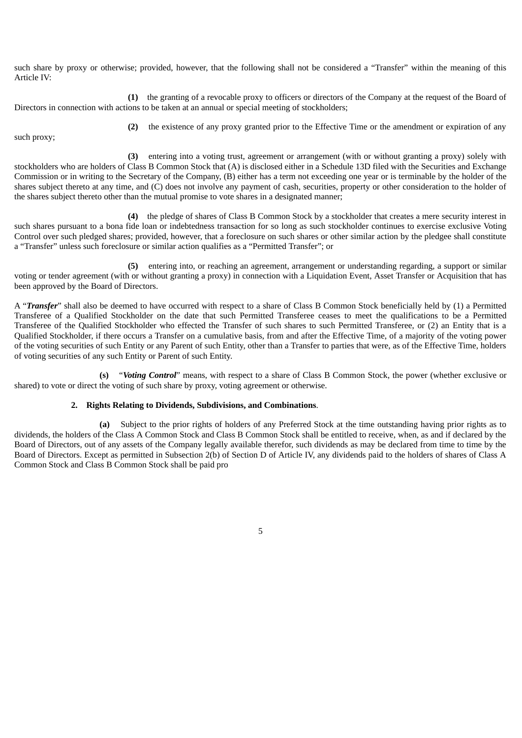such share by proxy or otherwise; provided, however, that the following shall not be considered a "Transfer" within the meaning of this Article IV:

**(1)** the granting of a revocable proxy to officers or directors of the Company at the request of the Board of Directors in connection with actions to be taken at an annual or special meeting of stockholders;

**(2)** the existence of any proxy granted prior to the Effective Time or the amendment or expiration of any such proxy;

**(3)** entering into a voting trust, agreement or arrangement (with or without granting a proxy) solely with stockholders who are holders of Class B Common Stock that (A) is disclosed either in a Schedule 13D filed with the Securities and Exchange Commission or in writing to the Secretary of the Company, (B) either has a term not exceeding one year or is terminable by the holder of the shares subject thereto at any time, and (C) does not involve any payment of cash, securities, property or other consideration to the holder of the shares subject thereto other than the mutual promise to vote shares in a designated manner;

**(4)** the pledge of shares of Class B Common Stock by a stockholder that creates a mere security interest in such shares pursuant to a bona fide loan or indebtedness transaction for so long as such stockholder continues to exercise exclusive Voting Control over such pledged shares; provided, however, that a foreclosure on such shares or other similar action by the pledgee shall constitute a "Transfer" unless such foreclosure or similar action qualifies as a "Permitted Transfer"; or

**(5)** entering into, or reaching an agreement, arrangement or understanding regarding, a support or similar voting or tender agreement (with or without granting a proxy) in connection with a Liquidation Event, Asset Transfer or Acquisition that has been approved by the Board of Directors.

A "***Transfer***" shall also be deemed to have occurred with respect to a share of Class B Common Stock beneficially held by (1) a Permitted Transferee of a Qualified Stockholder on the date that such Permitted Transferee ceases to meet the qualifications to be a Permitted Transferee of the Qualified Stockholder who effected the Transfer of such shares to such Permitted Transferee, or (2) an Entity that is a Qualified Stockholder, if there occurs a Transfer on a cumulative basis, from and after the Effective Time, of a majority of the voting power of the voting securities of such Entity or any Parent of such Entity, other than a Transfer to parties that were, as of the Effective Time, holders of voting securities of any such Entity or Parent of such Entity.

**(s)** "***Voting Control***" means, with respect to a share of Class B Common Stock, the power (whether exclusive or shared) to vote or direct the voting of such share by proxy, voting agreement or otherwise.

**2. Rights Relating to Dividends, Subdivisions, and Combinations**.

**(a)** Subject to the prior rights of holders of any Preferred Stock at the time outstanding having prior rights as to dividends, the holders of the Class A Common Stock and Class B Common Stock shall be entitled to receive, when, as and if declared by the Board of Directors, out of any assets of the Company legally available therefor, such dividends as may be declared from time to time by the Board of Directors. Except as permitted in Subsection 2(b) of Section D of Article IV, any dividends paid to the holders of shares of Class A Common Stock and Class B Common Stock shall be paid pro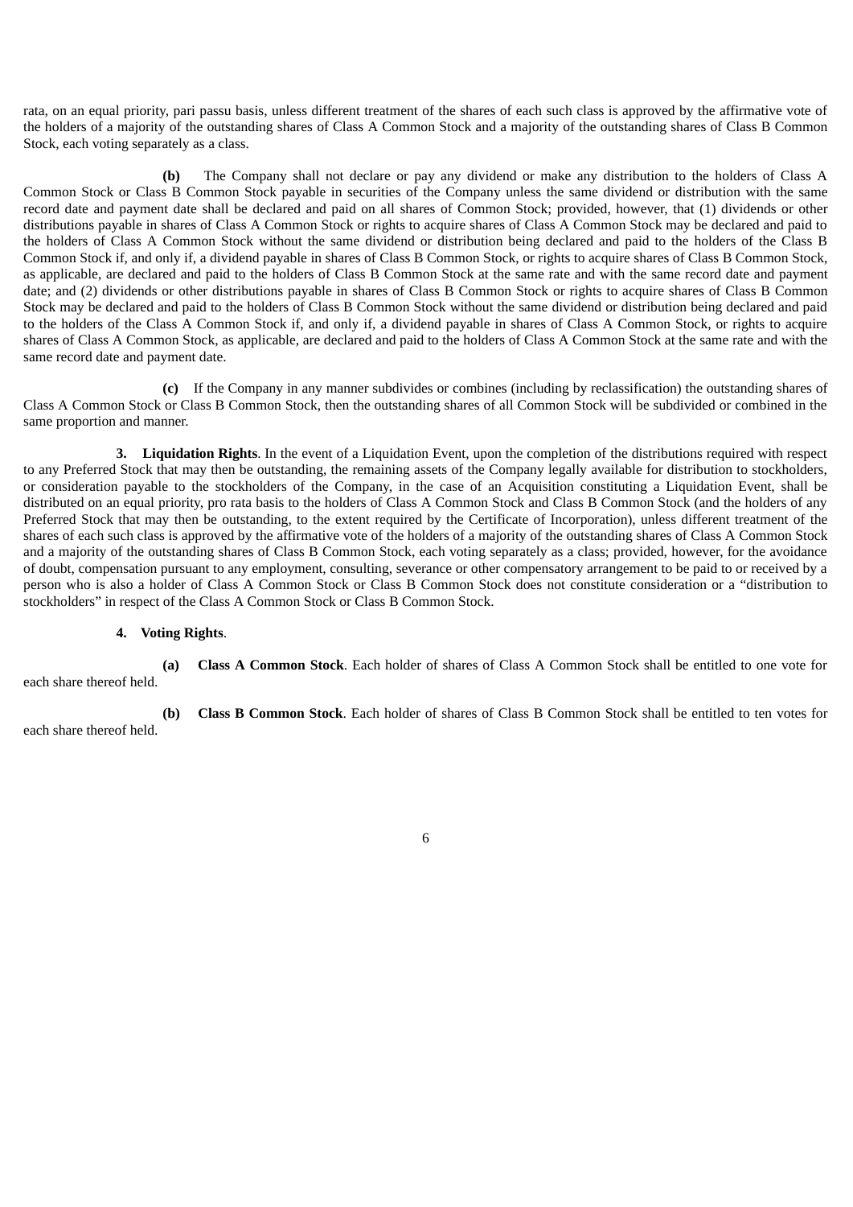rata, on an equal priority, pari passu basis, unless different treatment of the shares of each such class is approved by the affirmative vote of the holders of a majority of the outstanding shares of Class A Common Stock and a majority of the outstanding shares of Class B Common Stock, each voting separately as a class.

**(b)** The Company shall not declare or pay any dividend or make any distribution to the holders of Class A Common Stock or Class B Common Stock payable in securities of the Company unless the same dividend or distribution with the same record date and payment date shall be declared and paid on all shares of Common Stock; provided, however, that (1) dividends or other distributions payable in shares of Class A Common Stock or rights to acquire shares of Class A Common Stock may be declared and paid to the holders of Class A Common Stock without the same dividend or distribution being declared and paid to the holders of the Class B Common Stock if, and only if, a dividend payable in shares of Class B Common Stock, or rights to acquire shares of Class B Common Stock, as applicable, are declared and paid to the holders of Class B Common Stock at the same rate and with the same record date and payment date; and (2) dividends or other distributions payable in shares of Class B Common Stock or rights to acquire shares of Class B Common Stock may be declared and paid to the holders of Class B Common Stock without the same dividend or distribution being declared and paid to the holders of the Class A Common Stock if, and only if, a dividend payable in shares of Class A Common Stock, or rights to acquire shares of Class A Common Stock, as applicable, are declared and paid to the holders of Class A Common Stock at the same rate and with the same record date and payment date.

**(c)** If the Company in any manner subdivides or combines (including by reclassification) the outstanding shares of Class A Common Stock or Class B Common Stock, then the outstanding shares of all Common Stock will be subdivided or combined in the same proportion and manner.

**3. Liquidation Rights**. In the event of a Liquidation Event, upon the completion of the distributions required with respect to any Preferred Stock that may then be outstanding, the remaining assets of the Company legally available for distribution to stockholders, or consideration payable to the stockholders of the Company, in the case of an Acquisition constituting a Liquidation Event, shall be distributed on an equal priority, pro rata basis to the holders of Class A Common Stock and Class B Common Stock (and the holders of any Preferred Stock that may then be outstanding, to the extent required by the Certificate of Incorporation), unless different treatment of the shares of each such class is approved by the affirmative vote of the holders of a majority of the outstanding shares of Class A Common Stock and a majority of the outstanding shares of Class B Common Stock, each voting separately as a class; provided, however, for the avoidance of doubt, compensation pursuant to any employment, consulting, severance or other compensatory arrangement to be paid to or received by a person who is also a holder of Class A Common Stock or Class B Common Stock does not constitute consideration or a "distribution to stockholders" in respect of the Class A Common Stock or Class B Common Stock.

**4. Voting Rights**.

**(a) Class A Common Stock**. Each holder of shares of Class A Common Stock shall be entitled to one vote for each share thereof held.

**(b) Class B Common Stock**. Each holder of shares of Class B Common Stock shall be entitled to ten votes for each share thereof held.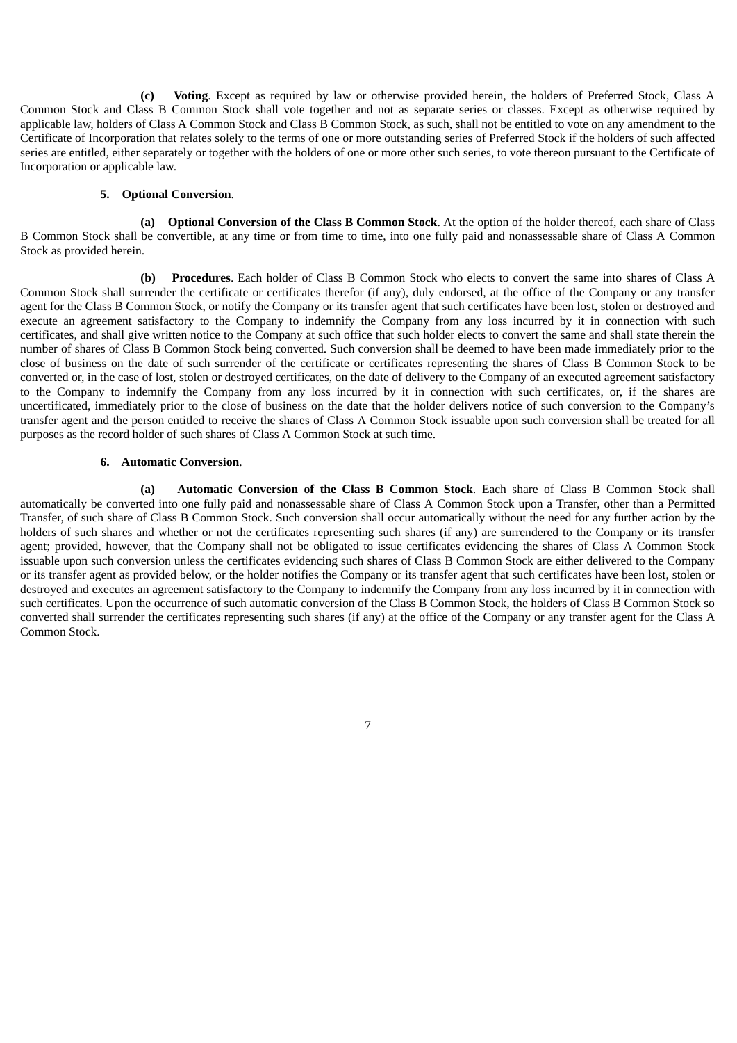**(c) Voting**. Except as required by law or otherwise provided herein, the holders of Preferred Stock, Class A Common Stock and Class B Common Stock shall vote together and not as separate series or classes. Except as otherwise required by applicable law, holders of Class A Common Stock and Class B Common Stock, as such, shall not be entitled to vote on any amendment to the Certificate of Incorporation that relates solely to the terms of one or more outstanding series of Preferred Stock if the holders of such affected series are entitled, either separately or together with the holders of one or more other such series, to vote thereon pursuant to the Certificate of Incorporation or applicable law.

**5. Optional Conversion**.

**(a) Optional Conversion of the Class B Common Stock**. At the option of the holder thereof, each share of Class B Common Stock shall be convertible, at any time or from time to time, into one fully paid and nonassessable share of Class A Common Stock as provided herein.

**(b) Procedures**. Each holder of Class B Common Stock who elects to convert the same into shares of Class A Common Stock shall surrender the certificate or certificates therefor (if any), duly endorsed, at the office of the Company or any transfer agent for the Class B Common Stock, or notify the Company or its transfer agent that such certificates have been lost, stolen or destroyed and execute an agreement satisfactory to the Company to indemnify the Company from any loss incurred by it in connection with such certificates, and shall give written notice to the Company at such office that such holder elects to convert the same and shall state therein the number of shares of Class B Common Stock being converted. Such conversion shall be deemed to have been made immediately prior to the close of business on the date of such surrender of the certificate or certificates representing the shares of Class B Common Stock to be converted or, in the case of lost, stolen or destroyed certificates, on the date of delivery to the Company of an executed agreement satisfactory to the Company to indemnify the Company from any loss incurred by it in connection with such certificates, or, if the shares are uncertificated, immediately prior to the close of business on the date that the holder delivers notice of such conversion to the Company's transfer agent and the person entitled to receive the shares of Class A Common Stock issuable upon such conversion shall be treated for all purposes as the record holder of such shares of Class A Common Stock at such time.

**6. Automatic Conversion**.

**(a) Automatic Conversion of the Class B Common Stock**. Each share of Class B Common Stock shall automatically be converted into one fully paid and nonassessable share of Class A Common Stock upon a Transfer, other than a Permitted Transfer, of such share of Class B Common Stock. Such conversion shall occur automatically without the need for any further action by the holders of such shares and whether or not the certificates representing such shares (if any) are surrendered to the Company or its transfer agent; provided, however, that the Company shall not be obligated to issue certificates evidencing the shares of Class A Common Stock issuable upon such conversion unless the certificates evidencing such shares of Class B Common Stock are either delivered to the Company or its transfer agent as provided below, or the holder notifies the Company or its transfer agent that such certificates have been lost, stolen or destroyed and executes an agreement satisfactory to the Company to indemnify the Company from any loss incurred by it in connection with such certificates. Upon the occurrence of such automatic conversion of the Class B Common Stock, the holders of Class B Common Stock so converted shall surrender the certificates representing such shares (if any) at the office of the Company or any transfer agent for the Class A Common Stock.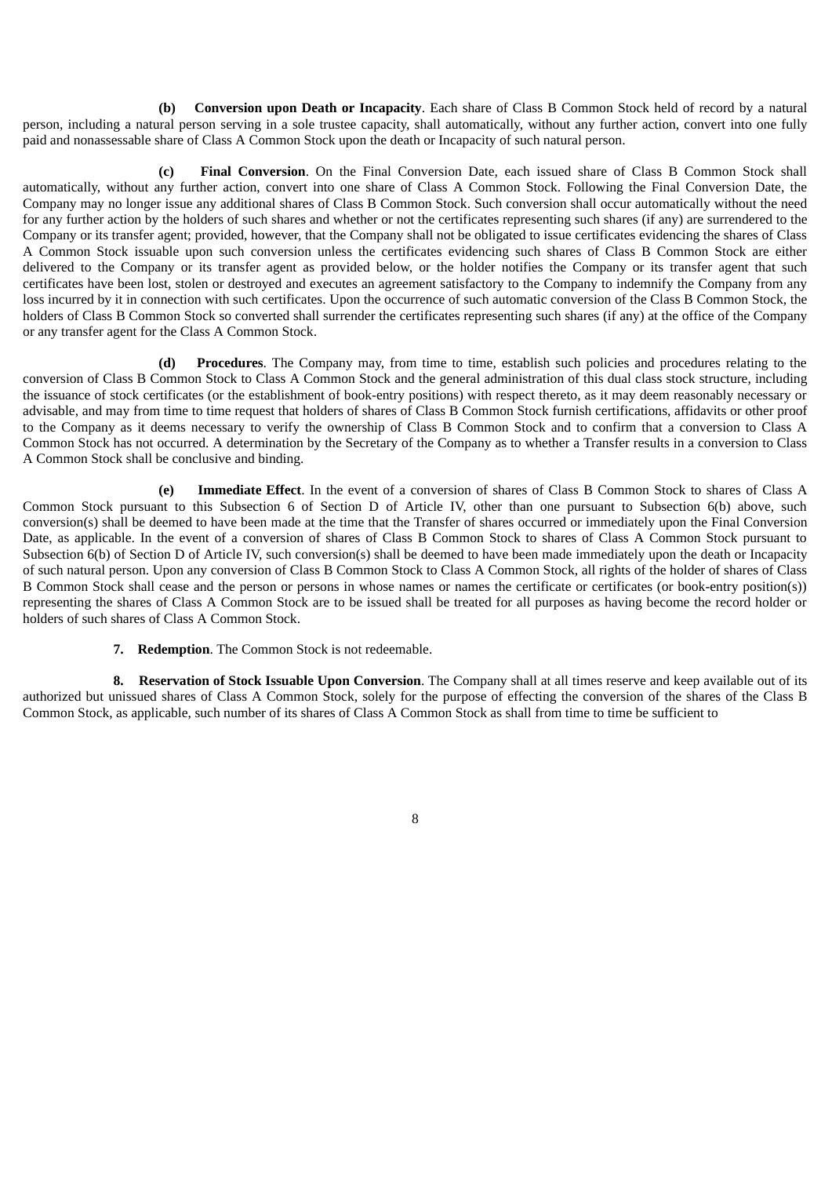**(b) Conversion upon Death or Incapacity**. Each share of Class B Common Stock held of record by a natural person, including a natural person serving in a sole trustee capacity, shall automatically, without any further action, convert into one fully paid and nonassessable share of Class A Common Stock upon the death or Incapacity of such natural person.

**(c) Final Conversion**. On the Final Conversion Date, each issued share of Class B Common Stock shall automatically, without any further action, convert into one share of Class A Common Stock. Following the Final Conversion Date, the Company may no longer issue any additional shares of Class B Common Stock. Such conversion shall occur automatically without the need for any further action by the holders of such shares and whether or not the certificates representing such shares (if any) are surrendered to the Company or its transfer agent; provided, however, that the Company shall not be obligated to issue certificates evidencing the shares of Class A Common Stock issuable upon such conversion unless the certificates evidencing such shares of Class B Common Stock are either delivered to the Company or its transfer agent as provided below, or the holder notifies the Company or its transfer agent that such certificates have been lost, stolen or destroyed and executes an agreement satisfactory to the Company to indemnify the Company from any loss incurred by it in connection with such certificates. Upon the occurrence of such automatic conversion of the Class B Common Stock, the holders of Class B Common Stock so converted shall surrender the certificates representing such shares (if any) at the office of the Company or any transfer agent for the Class A Common Stock.

**(d) Procedures**. The Company may, from time to time, establish such policies and procedures relating to the conversion of Class B Common Stock to Class A Common Stock and the general administration of this dual class stock structure, including the issuance of stock certificates (or the establishment of book-entry positions) with respect thereto, as it may deem reasonably necessary or advisable, and may from time to time request that holders of shares of Class B Common Stock furnish certifications, affidavits or other proof to the Company as it deems necessary to verify the ownership of Class B Common Stock and to confirm that a conversion to Class A Common Stock has not occurred. A determination by the Secretary of the Company as to whether a Transfer results in a conversion to Class A Common Stock shall be conclusive and binding.

**(e) Immediate Effect**. In the event of a conversion of shares of Class B Common Stock to shares of Class A Common Stock pursuant to this Subsection 6 of Section D of Article IV, other than one pursuant to Subsection 6(b) above, such conversion(s) shall be deemed to have been made at the time that the Transfer of shares occurred or immediately upon the Final Conversion Date, as applicable. In the event of a conversion of shares of Class B Common Stock to shares of Class A Common Stock pursuant to Subsection 6(b) of Section D of Article IV, such conversion(s) shall be deemed to have been made immediately upon the death or Incapacity of such natural person. Upon any conversion of Class B Common Stock to Class A Common Stock, all rights of the holder of shares of Class B Common Stock shall cease and the person or persons in whose names or names the certificate or certificates (or book-entry position(s)) representing the shares of Class A Common Stock are to be issued shall be treated for all purposes as having become the record holder or holders of such shares of Class A Common Stock.

**7. Redemption**. The Common Stock is not redeemable.

**8. Reservation of Stock Issuable Upon Conversion**. The Company shall at all times reserve and keep available out of its authorized but unissued shares of Class A Common Stock, solely for the purpose of effecting the conversion of the shares of the Class B Common Stock, as applicable, such number of its shares of Class A Common Stock as shall from time to time be sufficient to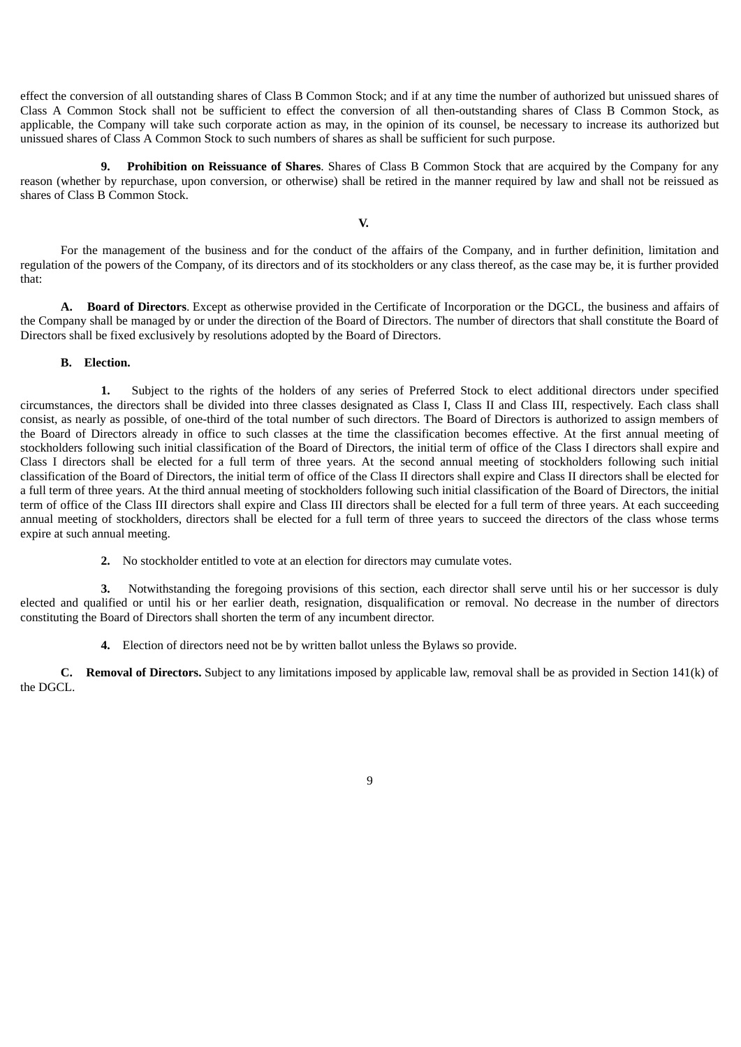effect the conversion of all outstanding shares of Class B Common Stock; and if at any time the number of authorized but unissued shares of Class A Common Stock shall not be sufficient to effect the conversion of all then-outstanding shares of Class B Common Stock, as applicable, the Company will take such corporate action as may, in the opinion of its counsel, be necessary to increase its authorized but unissued shares of Class A Common Stock to such numbers of shares as shall be sufficient for such purpose.

**9. Prohibition on Reissuance of Shares**. Shares of Class B Common Stock that are acquired by the Company for any reason (whether by repurchase, upon conversion, or otherwise) shall be retired in the manner required by law and shall not be reissued as shares of Class B Common Stock.

**V.**

For the management of the business and for the conduct of the affairs of the Company, and in further definition, limitation and regulation of the powers of the Company, of its directors and of its stockholders or any class thereof, as the case may be, it is further provided that:

**A. Board of Directors**. Except as otherwise provided in the Certificate of Incorporation or the DGCL, the business and affairs of the Company shall be managed by or under the direction of the Board of Directors. The number of directors that shall constitute the Board of Directors shall be fixed exclusively by resolutions adopted by the Board of Directors.

**B. Election.**

**1.** Subject to the rights of the holders of any series of Preferred Stock to elect additional directors under specified circumstances, the directors shall be divided into three classes designated as Class I, Class II and Class III, respectively. Each class shall consist, as nearly as possible, of one-third of the total number of such directors. The Board of Directors is authorized to assign members of the Board of Directors already in office to such classes at the time the classification becomes effective. At the first annual meeting of stockholders following such initial classification of the Board of Directors, the initial term of office of the Class I directors shall expire and Class I directors shall be elected for a full term of three years. At the second annual meeting of stockholders following such initial classification of the Board of Directors, the initial term of office of the Class II directors shall expire and Class II directors shall be elected for a full term of three years. At the third annual meeting of stockholders following such initial classification of the Board of Directors, the initial term of office of the Class III directors shall expire and Class III directors shall be elected for a full term of three years. At each succeeding annual meeting of stockholders, directors shall be elected for a full term of three years to succeed the directors of the class whose terms expire at such annual meeting.

**2.** No stockholder entitled to vote at an election for directors may cumulate votes.

**3.** Notwithstanding the foregoing provisions of this section, each director shall serve until his or her successor is duly elected and qualified or until his or her earlier death, resignation, disqualification or removal. No decrease in the number of directors constituting the Board of Directors shall shorten the term of any incumbent director.

**4.** Election of directors need not be by written ballot unless the Bylaws so provide.

**C. Removal of Directors.** Subject to any limitations imposed by applicable law, removal shall be as provided in Section 141(k) of the DGCL.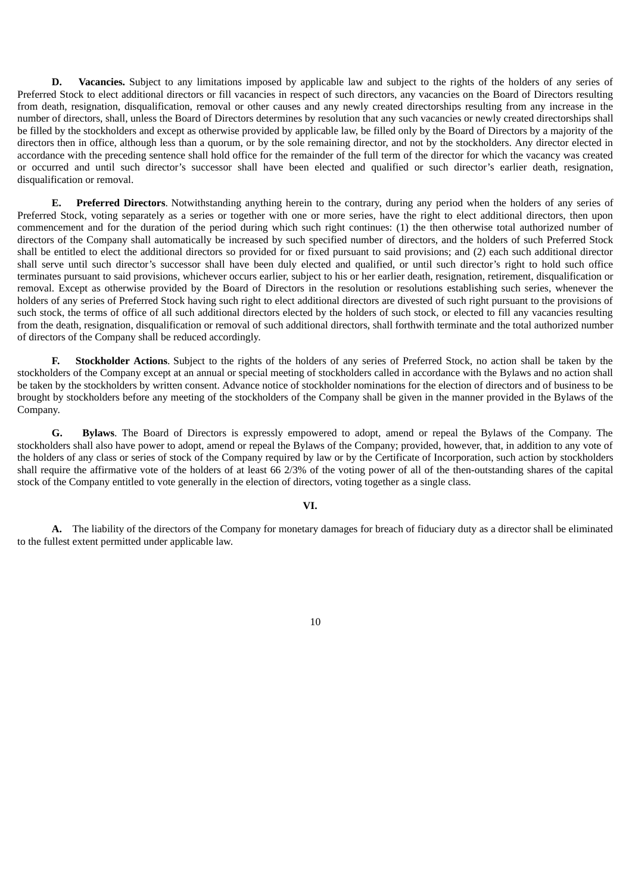**D. Vacancies.** Subject to any limitations imposed by applicable law and subject to the rights of the holders of any series of Preferred Stock to elect additional directors or fill vacancies in respect of such directors, any vacancies on the Board of Directors resulting from death, resignation, disqualification, removal or other causes and any newly created directorships resulting from any increase in the number of directors, shall, unless the Board of Directors determines by resolution that any such vacancies or newly created directorships shall be filled by the stockholders and except as otherwise provided by applicable law, be filled only by the Board of Directors by a majority of the directors then in office, although less than a quorum, or by the sole remaining director, and not by the stockholders. Any director elected in accordance with the preceding sentence shall hold office for the remainder of the full term of the director for which the vacancy was created or occurred and until such director's successor shall have been elected and qualified or such director's earlier death, resignation, disqualification or removal.

**E. Preferred Directors**. Notwithstanding anything herein to the contrary, during any period when the holders of any series of Preferred Stock, voting separately as a series or together with one or more series, have the right to elect additional directors, then upon commencement and for the duration of the period during which such right continues: (1) the then otherwise total authorized number of directors of the Company shall automatically be increased by such specified number of directors, and the holders of such Preferred Stock shall be entitled to elect the additional directors so provided for or fixed pursuant to said provisions; and (2) each such additional director shall serve until such director's successor shall have been duly elected and qualified, or until such director's right to hold such office terminates pursuant to said provisions, whichever occurs earlier, subject to his or her earlier death, resignation, retirement, disqualification or removal. Except as otherwise provided by the Board of Directors in the resolution or resolutions establishing such series, whenever the holders of any series of Preferred Stock having such right to elect additional directors are divested of such right pursuant to the provisions of such stock, the terms of office of all such additional directors elected by the holders of such stock, or elected to fill any vacancies resulting from the death, resignation, disqualification or removal of such additional directors, shall forthwith terminate and the total authorized number of directors of the Company shall be reduced accordingly.

**F. Stockholder Actions**. Subject to the rights of the holders of any series of Preferred Stock, no action shall be taken by the stockholders of the Company except at an annual or special meeting of stockholders called in accordance with the Bylaws and no action shall be taken by the stockholders by written consent. Advance notice of stockholder nominations for the election of directors and of business to be brought by stockholders before any meeting of the stockholders of the Company shall be given in the manner provided in the Bylaws of the Company.

**G. Bylaws**. The Board of Directors is expressly empowered to adopt, amend or repeal the Bylaws of the Company. The stockholders shall also have power to adopt, amend or repeal the Bylaws of the Company; provided, however, that, in addition to any vote of the holders of any class or series of stock of the Company required by law or by the Certificate of Incorporation, such action by stockholders shall require the affirmative vote of the holders of at least 66 2/3% of the voting power of all of the then-outstanding shares of the capital stock of the Company entitled to vote generally in the election of directors, voting together as a single class.

## VI.

**A.** The liability of the directors of the Company for monetary damages for breach of fiduciary duty as a director shall be eliminated to the fullest extent permitted under applicable law.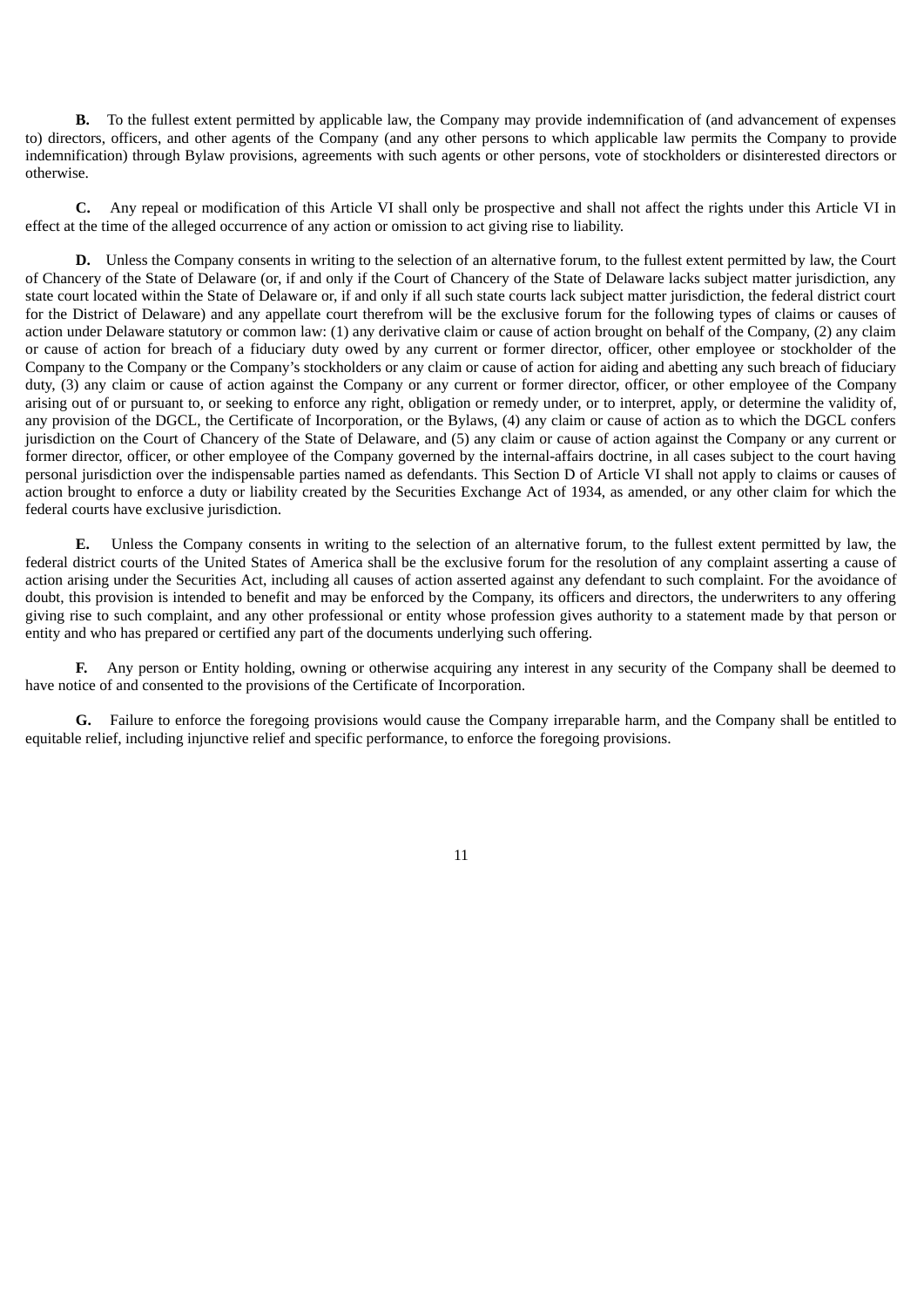**B.** To the fullest extent permitted by applicable law, the Company may provide indemnification of (and advancement of expenses to) directors, officers, and other agents of the Company (and any other persons to which applicable law permits the Company to provide indemnification) through Bylaw provisions, agreements with such agents or other persons, vote of stockholders or disinterested directors or otherwise.

**C.** Any repeal or modification of this Article VI shall only be prospective and shall not affect the rights under this Article VI in effect at the time of the alleged occurrence of any action or omission to act giving rise to liability.

**D.** Unless the Company consents in writing to the selection of an alternative forum, to the fullest extent permitted by law, the Court of Chancery of the State of Delaware (or, if and only if the Court of Chancery of the State of Delaware lacks subject matter jurisdiction, any state court located within the State of Delaware or, if and only if all such state courts lack subject matter jurisdiction, the federal district court for the District of Delaware) and any appellate court therefrom will be the exclusive forum for the following types of claims or causes of action under Delaware statutory or common law: (1) any derivative claim or cause of action brought on behalf of the Company, (2) any claim or cause of action for breach of a fiduciary duty owed by any current or former director, officer, other employee or stockholder of the Company to the Company or the Company's stockholders or any claim or cause of action for aiding and abetting any such breach of fiduciary duty, (3) any claim or cause of action against the Company or any current or former director, officer, or other employee of the Company arising out of or pursuant to, or seeking to enforce any right, obligation or remedy under, or to interpret, apply, or determine the validity of, any provision of the DGCL, the Certificate of Incorporation, or the Bylaws, (4) any claim or cause of action as to which the DGCL confers jurisdiction on the Court of Chancery of the State of Delaware, and (5) any claim or cause of action against the Company or any current or former director, officer, or other employee of the Company governed by the internal-affairs doctrine, in all cases subject to the court having personal jurisdiction over the indispensable parties named as defendants. This Section D of Article VI shall not apply to claims or causes of action brought to enforce a duty or liability created by the Securities Exchange Act of 1934, as amended, or any other claim for which the federal courts have exclusive jurisdiction.

**E.** Unless the Company consents in writing to the selection of an alternative forum, to the fullest extent permitted by law, the federal district courts of the United States of America shall be the exclusive forum for the resolution of any complaint asserting a cause of action arising under the Securities Act, including all causes of action asserted against any defendant to such complaint. For the avoidance of doubt, this provision is intended to benefit and may be enforced by the Company, its officers and directors, the underwriters to any offering giving rise to such complaint, and any other professional or entity whose profession gives authority to a statement made by that person or entity and who has prepared or certified any part of the documents underlying such offering.

**F.** Any person or Entity holding, owning or otherwise acquiring any interest in any security of the Company shall be deemed to have notice of and consented to the provisions of the Certificate of Incorporation.

**G.** Failure to enforce the foregoing provisions would cause the Company irreparable harm, and the Company shall be entitled to equitable relief, including injunctive relief and specific performance, to enforce the foregoing provisions.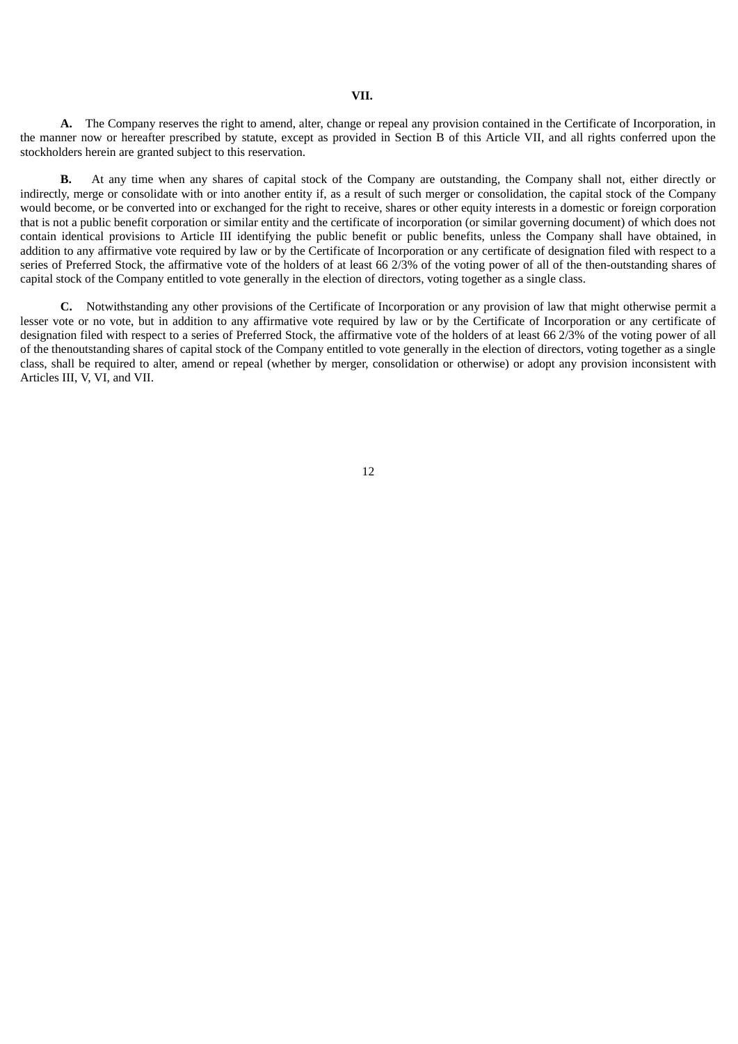## VII.

**A.** The Company reserves the right to amend, alter, change or repeal any provision contained in the Certificate of Incorporation, in the manner now or hereafter prescribed by statute, except as provided in Section B of this Article VII, and all rights conferred upon the stockholders herein are granted subject to this reservation.

**B.** At any time when any shares of capital stock of the Company are outstanding, the Company shall not, either directly or indirectly, merge or consolidate with or into another entity if, as a result of such merger or consolidation, the capital stock of the Company would become, or be converted into or exchanged for the right to receive, shares or other equity interests in a domestic or foreign corporation that is not a public benefit corporation or similar entity and the certificate of incorporation (or similar governing document) of which does not contain identical provisions to Article III identifying the public benefit or public benefits, unless the Company shall have obtained, in addition to any affirmative vote required by law or by the Certificate of Incorporation or any certificate of designation filed with respect to a series of Preferred Stock, the affirmative vote of the holders of at least 66 2/3% of the voting power of all of the then-outstanding shares of capital stock of the Company entitled to vote generally in the election of directors, voting together as a single class.

**C.** Notwithstanding any other provisions of the Certificate of Incorporation or any provision of law that might otherwise permit a lesser vote or no vote, but in addition to any affirmative vote required by law or by the Certificate of Incorporation or any certificate of designation filed with respect to a series of Preferred Stock, the affirmative vote of the holders of at least 66 2/3% of the voting power of all of the thenoutstanding shares of capital stock of the Company entitled to vote generally in the election of directors, voting together as a single class, shall be required to alter, amend or repeal (whether by merger, consolidation or otherwise) or adopt any provision inconsistent with Articles III, V, VI, and VII.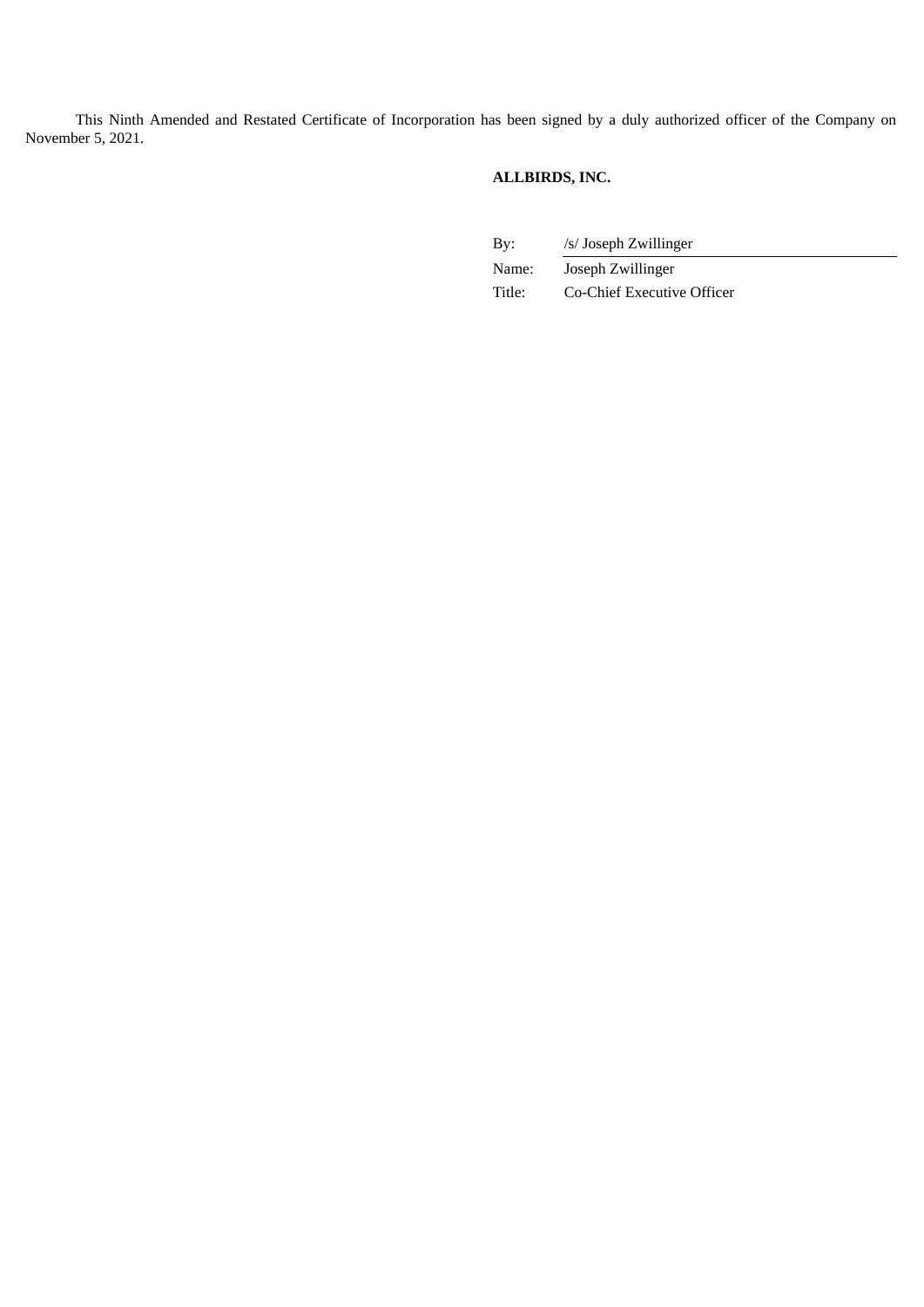This Ninth Amended and Restated Certificate of Incorporation has been signed by a duly authorized officer of the Company on November 5, 2021.

**ALLBIRDS, INC.**

| | |
|---|---|
| By: | /s/ Joseph Zwillinger |
| Name: | Joseph Zwillinger |
| Title: | Co-Chief Executive Officer |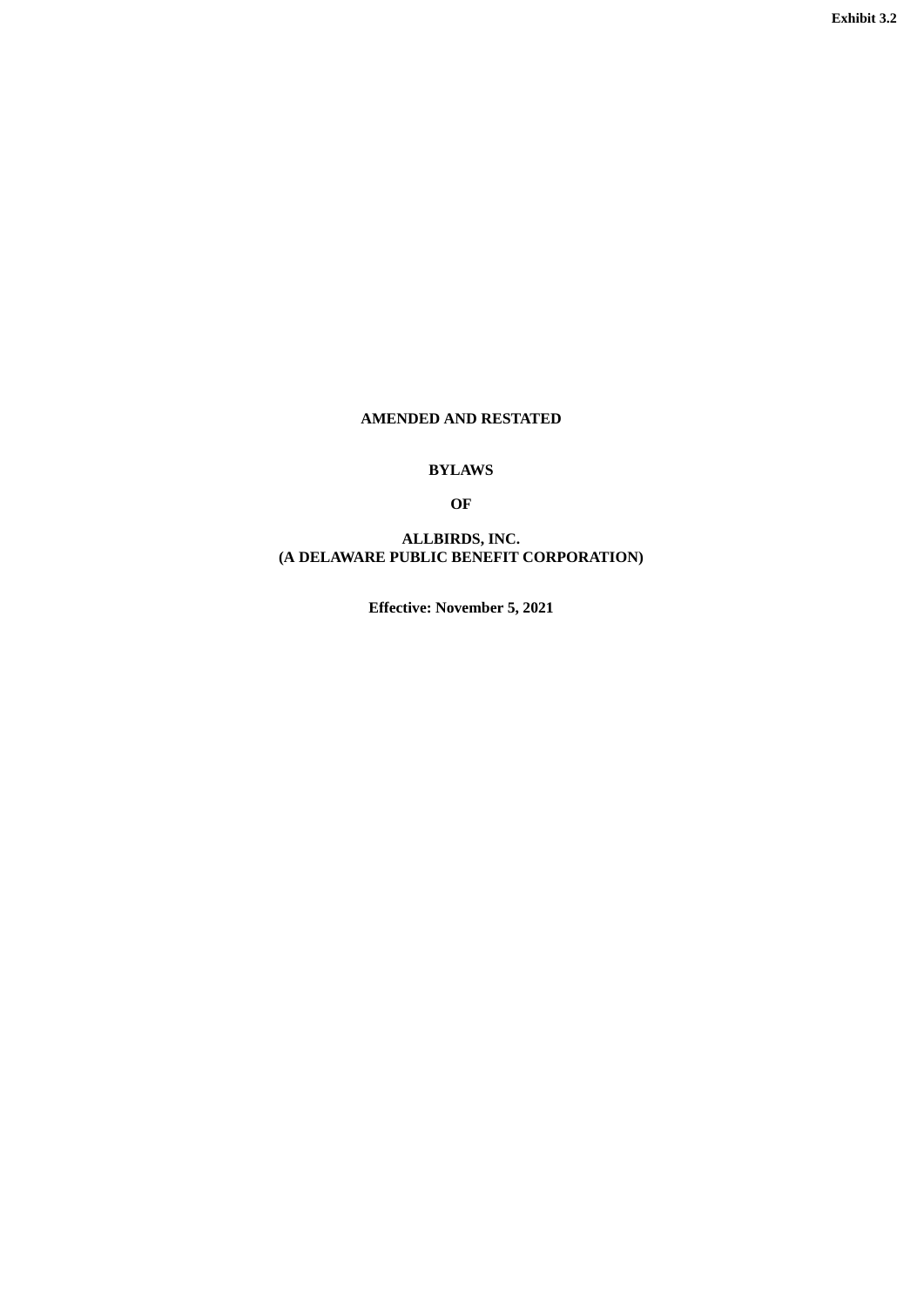**Exhibit 3.2**

# AMENDED AND RESTATED

# BYLAWS

# OF

# ALLBIRDS, INC.
# (A DELAWARE PUBLIC BENEFIT CORPORATION)

**Effective: November 5, 2021**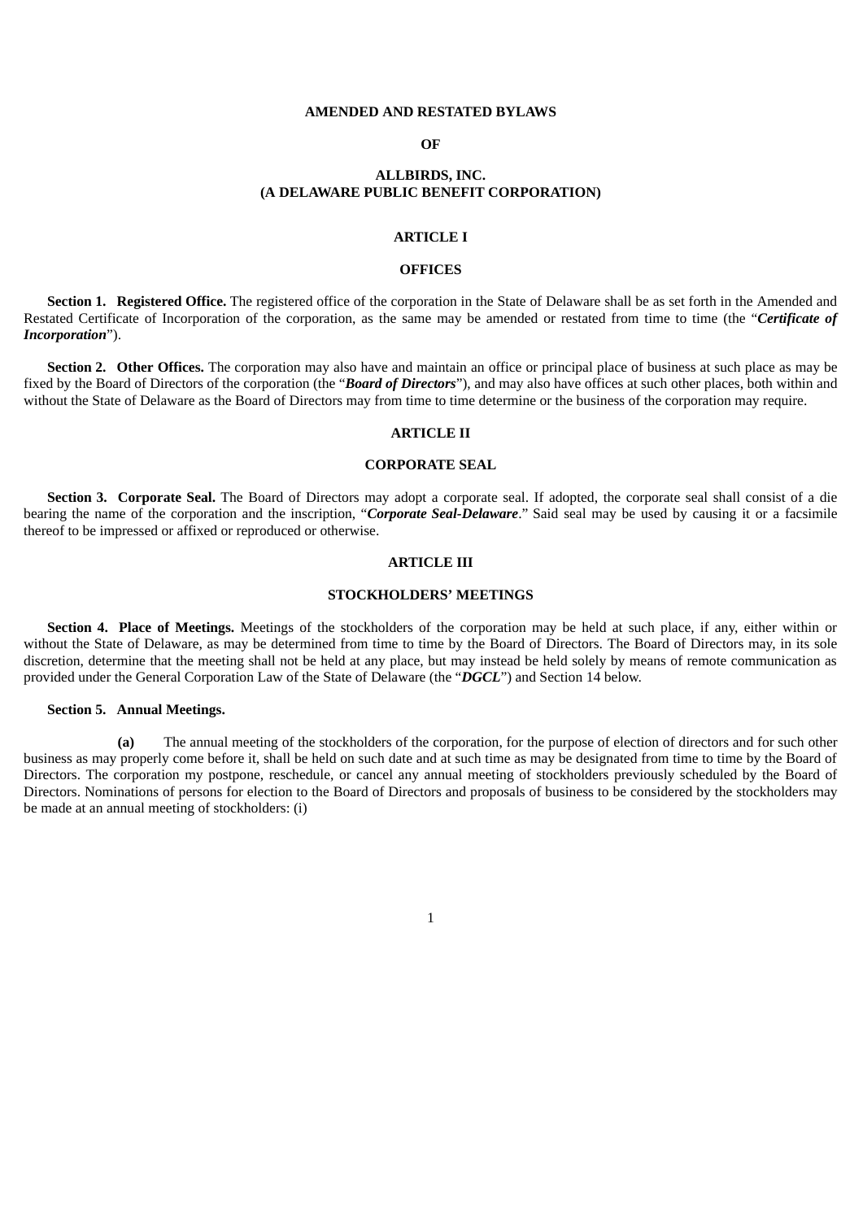**AMENDED AND RESTATED BYLAWS**

**OF**

**ALLBIRDS, INC.**
**(A DELAWARE PUBLIC BENEFIT CORPORATION)**

**ARTICLE I**

**OFFICES**

**Section 1. Registered Office.** The registered office of the corporation in the State of Delaware shall be as set forth in the Amended and Restated Certificate of Incorporation of the corporation, as the same may be amended or restated from time to time (the "***Certificate of Incorporation***").

**Section 2. Other Offices.** The corporation may also have and maintain an office or principal place of business at such place as may be fixed by the Board of Directors of the corporation (the "***Board of Directors***"), and may also have offices at such other places, both within and without the State of Delaware as the Board of Directors may from time to time determine or the business of the corporation may require.

**ARTICLE II**

**CORPORATE SEAL**

**Section 3. Corporate Seal.** The Board of Directors may adopt a corporate seal. If adopted, the corporate seal shall consist of a die bearing the name of the corporation and the inscription, "***Corporate Seal-Delaware***." Said seal may be used by causing it or a facsimile thereof to be impressed or affixed or reproduced or otherwise.

**ARTICLE III**

**STOCKHOLDERS' MEETINGS**

**Section 4. Place of Meetings.** Meetings of the stockholders of the corporation may be held at such place, if any, either within or without the State of Delaware, as may be determined from time to time by the Board of Directors. The Board of Directors may, in its sole discretion, determine that the meeting shall not be held at any place, but may instead be held solely by means of remote communication as provided under the General Corporation Law of the State of Delaware (the "***DGCL***") and Section 14 below.

**Section 5. Annual Meetings.**

**(a)** The annual meeting of the stockholders of the corporation, for the purpose of election of directors and for such other business as may properly come before it, shall be held on such date and at such time as may be designated from time to time by the Board of Directors. The corporation my postpone, reschedule, or cancel any annual meeting of stockholders previously scheduled by the Board of Directors. Nominations of persons for election to the Board of Directors and proposals of business to be considered by the stockholders may be made at an annual meeting of stockholders: (i)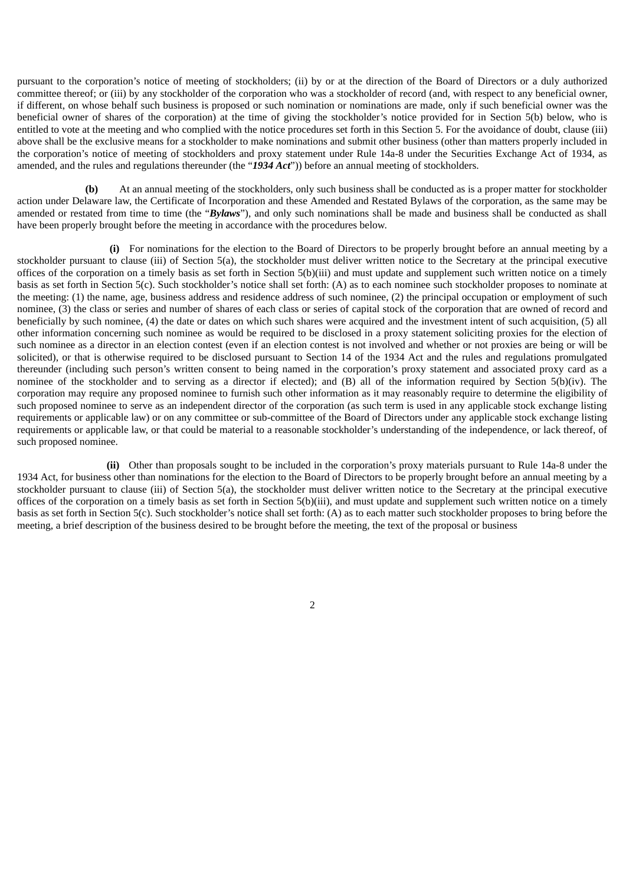pursuant to the corporation's notice of meeting of stockholders; (ii) by or at the direction of the Board of Directors or a duly authorized committee thereof; or (iii) by any stockholder of the corporation who was a stockholder of record (and, with respect to any beneficial owner, if different, on whose behalf such business is proposed or such nomination or nominations are made, only if such beneficial owner was the beneficial owner of shares of the corporation) at the time of giving the stockholder's notice provided for in Section 5(b) below, who is entitled to vote at the meeting and who complied with the notice procedures set forth in this Section 5. For the avoidance of doubt, clause (iii) above shall be the exclusive means for a stockholder to make nominations and submit other business (other than matters properly included in the corporation's notice of meeting of stockholders and proxy statement under Rule 14a-8 under the Securities Exchange Act of 1934, as amended, and the rules and regulations thereunder (the "***1934 Act***")) before an annual meeting of stockholders.

**(b)** At an annual meeting of the stockholders, only such business shall be conducted as is a proper matter for stockholder action under Delaware law, the Certificate of Incorporation and these Amended and Restated Bylaws of the corporation, as the same may be amended or restated from time to time (the "***Bylaws***"), and only such nominations shall be made and business shall be conducted as shall have been properly brought before the meeting in accordance with the procedures below.

**(i)** For nominations for the election to the Board of Directors to be properly brought before an annual meeting by a stockholder pursuant to clause (iii) of Section 5(a), the stockholder must deliver written notice to the Secretary at the principal executive offices of the corporation on a timely basis as set forth in Section 5(b)(iii) and must update and supplement such written notice on a timely basis as set forth in Section 5(c). Such stockholder's notice shall set forth: (A) as to each nominee such stockholder proposes to nominate at the meeting: (1) the name, age, business address and residence address of such nominee, (2) the principal occupation or employment of such nominee, (3) the class or series and number of shares of each class or series of capital stock of the corporation that are owned of record and beneficially by such nominee, (4) the date or dates on which such shares were acquired and the investment intent of such acquisition, (5) all other information concerning such nominee as would be required to be disclosed in a proxy statement soliciting proxies for the election of such nominee as a director in an election contest (even if an election contest is not involved and whether or not proxies are being or will be solicited), or that is otherwise required to be disclosed pursuant to Section 14 of the 1934 Act and the rules and regulations promulgated thereunder (including such person's written consent to being named in the corporation's proxy statement and associated proxy card as a nominee of the stockholder and to serving as a director if elected); and (B) all of the information required by Section 5(b)(iv). The corporation may require any proposed nominee to furnish such other information as it may reasonably require to determine the eligibility of such proposed nominee to serve as an independent director of the corporation (as such term is used in any applicable stock exchange listing requirements or applicable law) or on any committee or sub-committee of the Board of Directors under any applicable stock exchange listing requirements or applicable law, or that could be material to a reasonable stockholder's understanding of the independence, or lack thereof, of such proposed nominee.

**(ii)** Other than proposals sought to be included in the corporation's proxy materials pursuant to Rule 14a-8 under the 1934 Act, for business other than nominations for the election to the Board of Directors to be properly brought before an annual meeting by a stockholder pursuant to clause (iii) of Section 5(a), the stockholder must deliver written notice to the Secretary at the principal executive offices of the corporation on a timely basis as set forth in Section 5(b)(iii), and must update and supplement such written notice on a timely basis as set forth in Section 5(c). Such stockholder's notice shall set forth: (A) as to each matter such stockholder proposes to bring before the meeting, a brief description of the business desired to be brought before the meeting, the text of the proposal or business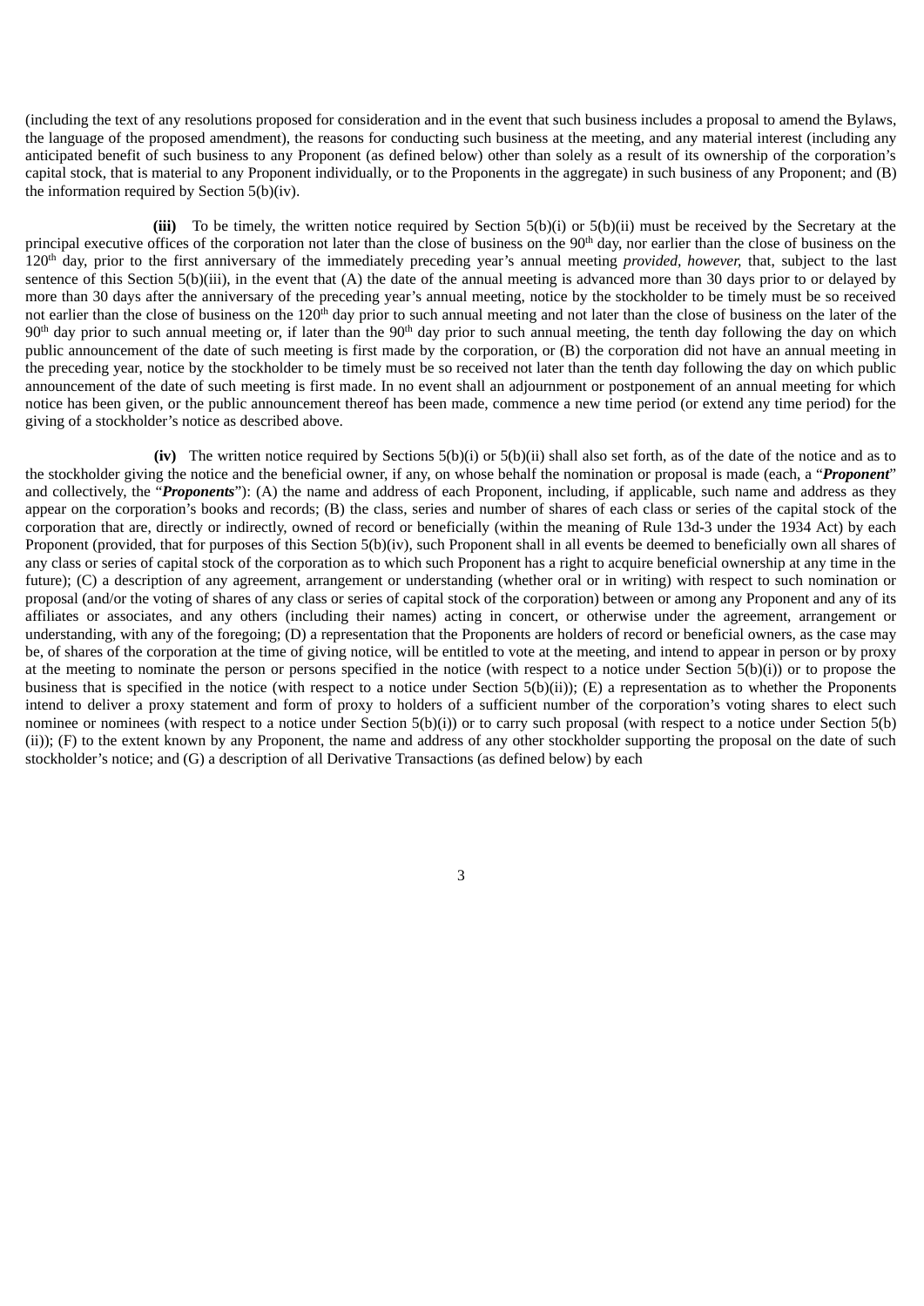(including the text of any resolutions proposed for consideration and in the event that such business includes a proposal to amend the Bylaws, the language of the proposed amendment), the reasons for conducting such business at the meeting, and any material interest (including any anticipated benefit of such business to any Proponent (as defined below) other than solely as a result of its ownership of the corporation's capital stock, that is material to any Proponent individually, or to the Proponents in the aggregate) in such business of any Proponent; and (B) the information required by Section 5(b)(iv).

**(iii)** To be timely, the written notice required by Section 5(b)(i) or 5(b)(ii) must be received by the Secretary at the principal executive offices of the corporation not later than the close of business on the 90th day, nor earlier than the close of business on the 120th day, prior to the first anniversary of the immediately preceding year's annual meeting *provided, however,* that, subject to the last sentence of this Section 5(b)(iii), in the event that (A) the date of the annual meeting is advanced more than 30 days prior to or delayed by more than 30 days after the anniversary of the preceding year's annual meeting, notice by the stockholder to be timely must be so received not earlier than the close of business on the 120th day prior to such annual meeting and not later than the close of business on the later of the 90th day prior to such annual meeting or, if later than the 90th day prior to such annual meeting, the tenth day following the day on which public announcement of the date of such meeting is first made by the corporation, or (B) the corporation did not have an annual meeting in the preceding year, notice by the stockholder to be timely must be so received not later than the tenth day following the day on which public announcement of the date of such meeting is first made. In no event shall an adjournment or postponement of an annual meeting for which notice has been given, or the public announcement thereof has been made, commence a new time period (or extend any time period) for the giving of a stockholder's notice as described above.

**(iv)** The written notice required by Sections 5(b)(i) or 5(b)(ii) shall also set forth, as of the date of the notice and as to the stockholder giving the notice and the beneficial owner, if any, on whose behalf the nomination or proposal is made (each, a "***Proponent***" and collectively, the "***Proponents***"): (A) the name and address of each Proponent, including, if applicable, such name and address as they appear on the corporation's books and records; (B) the class, series and number of shares of each class or series of the capital stock of the corporation that are, directly or indirectly, owned of record or beneficially (within the meaning of Rule 13d-3 under the 1934 Act) by each Proponent (provided, that for purposes of this Section 5(b)(iv), such Proponent shall in all events be deemed to beneficially own all shares of any class or series of capital stock of the corporation as to which such Proponent has a right to acquire beneficial ownership at any time in the future); (C) a description of any agreement, arrangement or understanding (whether oral or in writing) with respect to such nomination or proposal (and/or the voting of shares of any class or series of capital stock of the corporation) between or among any Proponent and any of its affiliates or associates, and any others (including their names) acting in concert, or otherwise under the agreement, arrangement or understanding, with any of the foregoing; (D) a representation that the Proponents are holders of record or beneficial owners, as the case may be, of shares of the corporation at the time of giving notice, will be entitled to vote at the meeting, and intend to appear in person or by proxy at the meeting to nominate the person or persons specified in the notice (with respect to a notice under Section 5(b)(i)) or to propose the business that is specified in the notice (with respect to a notice under Section 5(b)(ii)); (E) a representation as to whether the Proponents intend to deliver a proxy statement and form of proxy to holders of a sufficient number of the corporation's voting shares to elect such nominee or nominees (with respect to a notice under Section 5(b)(i)) or to carry such proposal (with respect to a notice under Section 5(b)(ii)); (F) to the extent known by any Proponent, the name and address of any other stockholder supporting the proposal on the date of such stockholder's notice; and (G) a description of all Derivative Transactions (as defined below) by each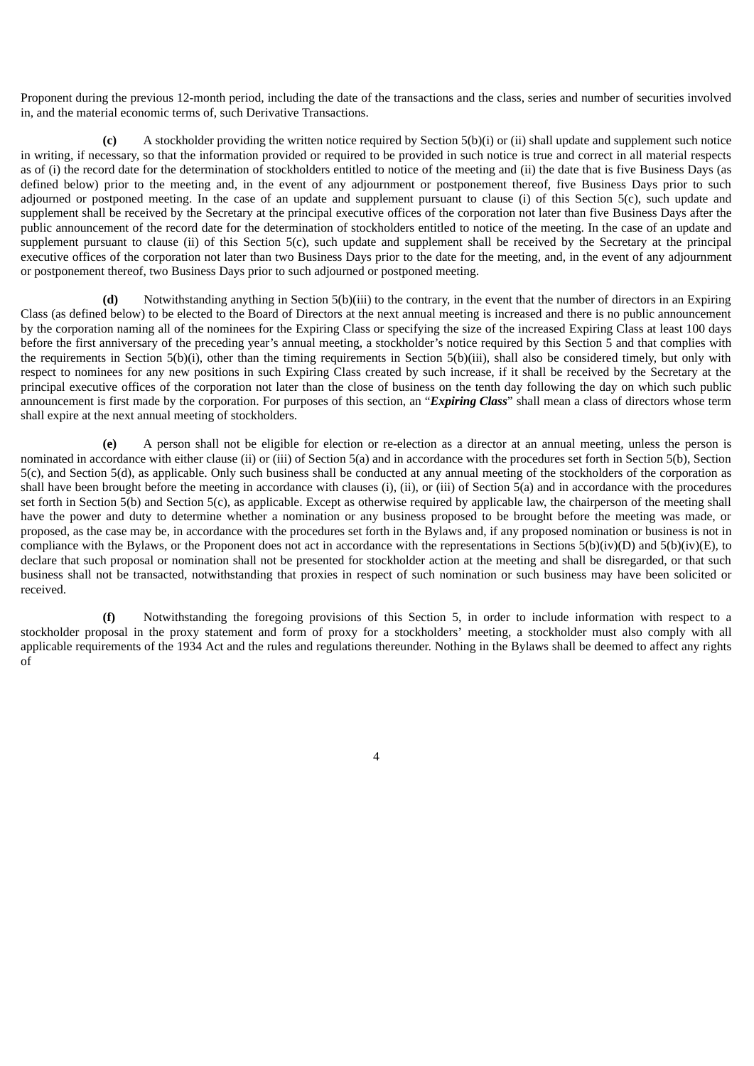Proponent during the previous 12-month period, including the date of the transactions and the class, series and number of securities involved in, and the material economic terms of, such Derivative Transactions.

**(c)** A stockholder providing the written notice required by Section 5(b)(i) or (ii) shall update and supplement such notice in writing, if necessary, so that the information provided or required to be provided in such notice is true and correct in all material respects as of (i) the record date for the determination of stockholders entitled to notice of the meeting and (ii) the date that is five Business Days (as defined below) prior to the meeting and, in the event of any adjournment or postponement thereof, five Business Days prior to such adjourned or postponed meeting. In the case of an update and supplement pursuant to clause (i) of this Section 5(c), such update and supplement shall be received by the Secretary at the principal executive offices of the corporation not later than five Business Days after the public announcement of the record date for the determination of stockholders entitled to notice of the meeting. In the case of an update and supplement pursuant to clause (ii) of this Section 5(c), such update and supplement shall be received by the Secretary at the principal executive offices of the corporation not later than two Business Days prior to the date for the meeting, and, in the event of any adjournment or postponement thereof, two Business Days prior to such adjourned or postponed meeting.

**(d)** Notwithstanding anything in Section 5(b)(iii) to the contrary, in the event that the number of directors in an Expiring Class (as defined below) to be elected to the Board of Directors at the next annual meeting is increased and there is no public announcement by the corporation naming all of the nominees for the Expiring Class or specifying the size of the increased Expiring Class at least 100 days before the first anniversary of the preceding year's annual meeting, a stockholder's notice required by this Section 5 and that complies with the requirements in Section 5(b)(i), other than the timing requirements in Section 5(b)(iii), shall also be considered timely, but only with respect to nominees for any new positions in such Expiring Class created by such increase, if it shall be received by the Secretary at the principal executive offices of the corporation not later than the close of business on the tenth day following the day on which such public announcement is first made by the corporation. For purposes of this section, an "***Expiring Class***" shall mean a class of directors whose term shall expire at the next annual meeting of stockholders.

**(e)** A person shall not be eligible for election or re-election as a director at an annual meeting, unless the person is nominated in accordance with either clause (ii) or (iii) of Section 5(a) and in accordance with the procedures set forth in Section 5(b), Section 5(c), and Section 5(d), as applicable. Only such business shall be conducted at any annual meeting of the stockholders of the corporation as shall have been brought before the meeting in accordance with clauses (i), (ii), or (iii) of Section 5(a) and in accordance with the procedures set forth in Section 5(b) and Section 5(c), as applicable. Except as otherwise required by applicable law, the chairperson of the meeting shall have the power and duty to determine whether a nomination or any business proposed to be brought before the meeting was made, or proposed, as the case may be, in accordance with the procedures set forth in the Bylaws and, if any proposed nomination or business is not in compliance with the Bylaws, or the Proponent does not act in accordance with the representations in Sections 5(b)(iv)(D) and 5(b)(iv)(E), to declare that such proposal or nomination shall not be presented for stockholder action at the meeting and shall be disregarded, or that such business shall not be transacted, notwithstanding that proxies in respect of such nomination or such business may have been solicited or received.

**(f)** Notwithstanding the foregoing provisions of this Section 5, in order to include information with respect to a stockholder proposal in the proxy statement and form of proxy for a stockholders' meeting, a stockholder must also comply with all applicable requirements of the 1934 Act and the rules and regulations thereunder. Nothing in the Bylaws shall be deemed to affect any rights of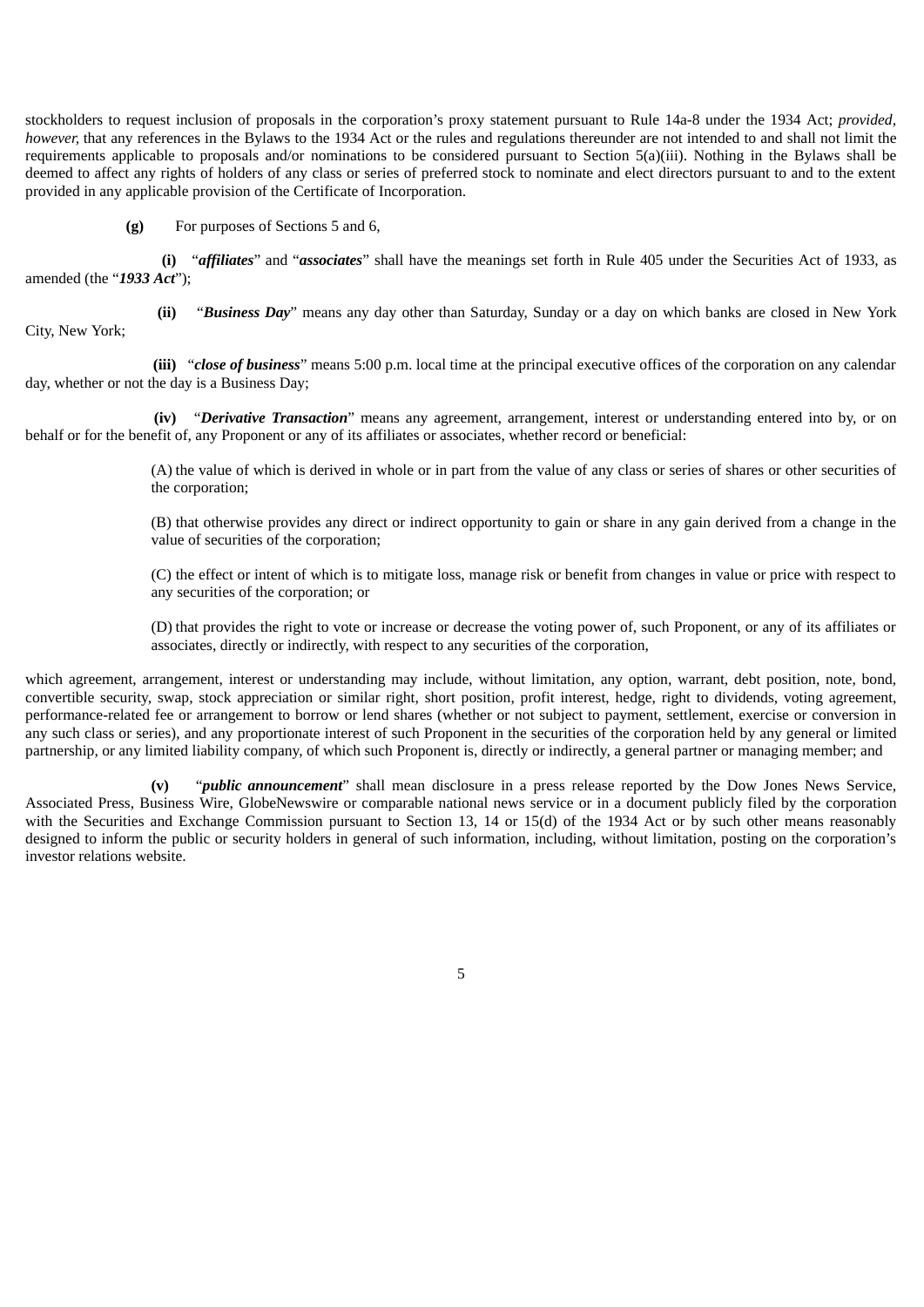stockholders to request inclusion of proposals in the corporation's proxy statement pursuant to Rule 14a-8 under the 1934 Act; *provided, however,* that any references in the Bylaws to the 1934 Act or the rules and regulations thereunder are not intended to and shall not limit the requirements applicable to proposals and/or nominations to be considered pursuant to Section 5(a)(iii). Nothing in the Bylaws shall be deemed to affect any rights of holders of any class or series of preferred stock to nominate and elect directors pursuant to and to the extent provided in any applicable provision of the Certificate of Incorporation.

**(g)** For purposes of Sections 5 and 6,

**(i)** "***affiliates***" and "***associates***" shall have the meanings set forth in Rule 405 under the Securities Act of 1933, as amended (the "***1933 Act***");

**(ii)** "***Business Day***" means any day other than Saturday, Sunday or a day on which banks are closed in New York City, New York;

**(iii)** "***close of business***" means 5:00 p.m. local time at the principal executive offices of the corporation on any calendar day, whether or not the day is a Business Day;

**(iv)** "***Derivative Transaction***" means any agreement, arrangement, interest or understanding entered into by, or on behalf or for the benefit of, any Proponent or any of its affiliates or associates, whether record or beneficial:

(A) the value of which is derived in whole or in part from the value of any class or series of shares or other securities of the corporation;

(B) that otherwise provides any direct or indirect opportunity to gain or share in any gain derived from a change in the value of securities of the corporation;

(C) the effect or intent of which is to mitigate loss, manage risk or benefit from changes in value or price with respect to any securities of the corporation; or

(D) that provides the right to vote or increase or decrease the voting power of, such Proponent, or any of its affiliates or associates, directly or indirectly, with respect to any securities of the corporation,

which agreement, arrangement, interest or understanding may include, without limitation, any option, warrant, debt position, note, bond, convertible security, swap, stock appreciation or similar right, short position, profit interest, hedge, right to dividends, voting agreement, performance-related fee or arrangement to borrow or lend shares (whether or not subject to payment, settlement, exercise or conversion in any such class or series), and any proportionate interest of such Proponent in the securities of the corporation held by any general or limited partnership, or any limited liability company, of which such Proponent is, directly or indirectly, a general partner or managing member; and

**(v)** "***public announcement***" shall mean disclosure in a press release reported by the Dow Jones News Service, Associated Press, Business Wire, GlobeNewswire or comparable national news service or in a document publicly filed by the corporation with the Securities and Exchange Commission pursuant to Section 13, 14 or 15(d) of the 1934 Act or by such other means reasonably designed to inform the public or security holders in general of such information, including, without limitation, posting on the corporation's investor relations website.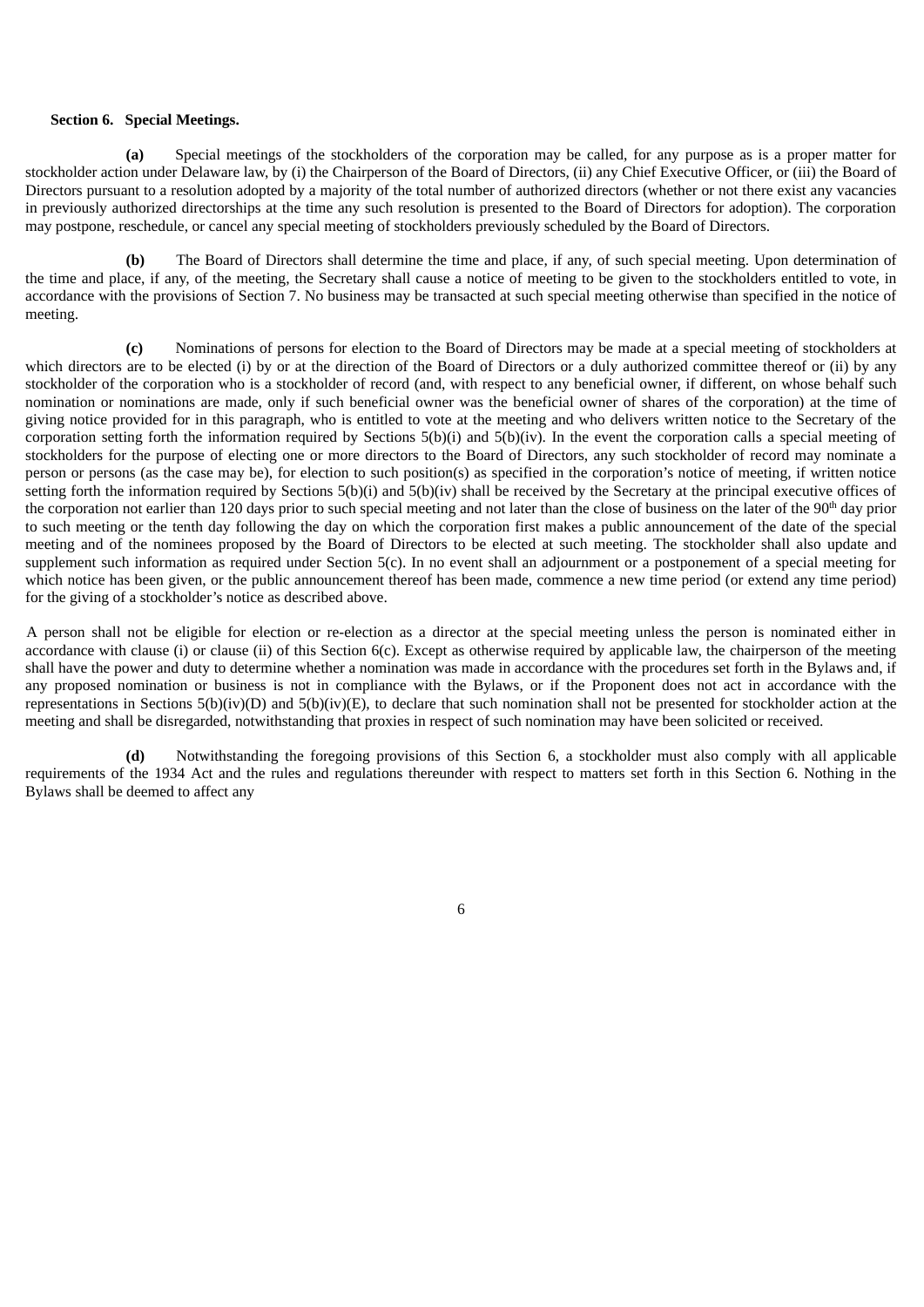**Section 6. Special Meetings.**

**(a)** Special meetings of the stockholders of the corporation may be called, for any purpose as is a proper matter for stockholder action under Delaware law, by (i) the Chairperson of the Board of Directors, (ii) any Chief Executive Officer, or (iii) the Board of Directors pursuant to a resolution adopted by a majority of the total number of authorized directors (whether or not there exist any vacancies in previously authorized directorships at the time any such resolution is presented to the Board of Directors for adoption). The corporation may postpone, reschedule, or cancel any special meeting of stockholders previously scheduled by the Board of Directors.

**(b)** The Board of Directors shall determine the time and place, if any, of such special meeting. Upon determination of the time and place, if any, of the meeting, the Secretary shall cause a notice of meeting to be given to the stockholders entitled to vote, in accordance with the provisions of Section 7. No business may be transacted at such special meeting otherwise than specified in the notice of meeting.

**(c)** Nominations of persons for election to the Board of Directors may be made at a special meeting of stockholders at which directors are to be elected (i) by or at the direction of the Board of Directors or a duly authorized committee thereof or (ii) by any stockholder of the corporation who is a stockholder of record (and, with respect to any beneficial owner, if different, on whose behalf such nomination or nominations are made, only if such beneficial owner was the beneficial owner of shares of the corporation) at the time of giving notice provided for in this paragraph, who is entitled to vote at the meeting and who delivers written notice to the Secretary of the corporation setting forth the information required by Sections 5(b)(i) and 5(b)(iv). In the event the corporation calls a special meeting of stockholders for the purpose of electing one or more directors to the Board of Directors, any such stockholder of record may nominate a person or persons (as the case may be), for election to such position(s) as specified in the corporation's notice of meeting, if written notice setting forth the information required by Sections 5(b)(i) and 5(b)(iv) shall be received by the Secretary at the principal executive offices of the corporation not earlier than 120 days prior to such special meeting and not later than the close of business on the later of the 90th day prior to such meeting or the tenth day following the day on which the corporation first makes a public announcement of the date of the special meeting and of the nominees proposed by the Board of Directors to be elected at such meeting. The stockholder shall also update and supplement such information as required under Section 5(c). In no event shall an adjournment or a postponement of a special meeting for which notice has been given, or the public announcement thereof has been made, commence a new time period (or extend any time period) for the giving of a stockholder's notice as described above.

A person shall not be eligible for election or re-election as a director at the special meeting unless the person is nominated either in accordance with clause (i) or clause (ii) of this Section 6(c). Except as otherwise required by applicable law, the chairperson of the meeting shall have the power and duty to determine whether a nomination was made in accordance with the procedures set forth in the Bylaws and, if any proposed nomination or business is not in compliance with the Bylaws, or if the Proponent does not act in accordance with the representations in Sections 5(b)(iv)(D) and 5(b)(iv)(E), to declare that such nomination shall not be presented for stockholder action at the meeting and shall be disregarded, notwithstanding that proxies in respect of such nomination may have been solicited or received.

**(d)** Notwithstanding the foregoing provisions of this Section 6, a stockholder must also comply with all applicable requirements of the 1934 Act and the rules and regulations thereunder with respect to matters set forth in this Section 6. Nothing in the Bylaws shall be deemed to affect any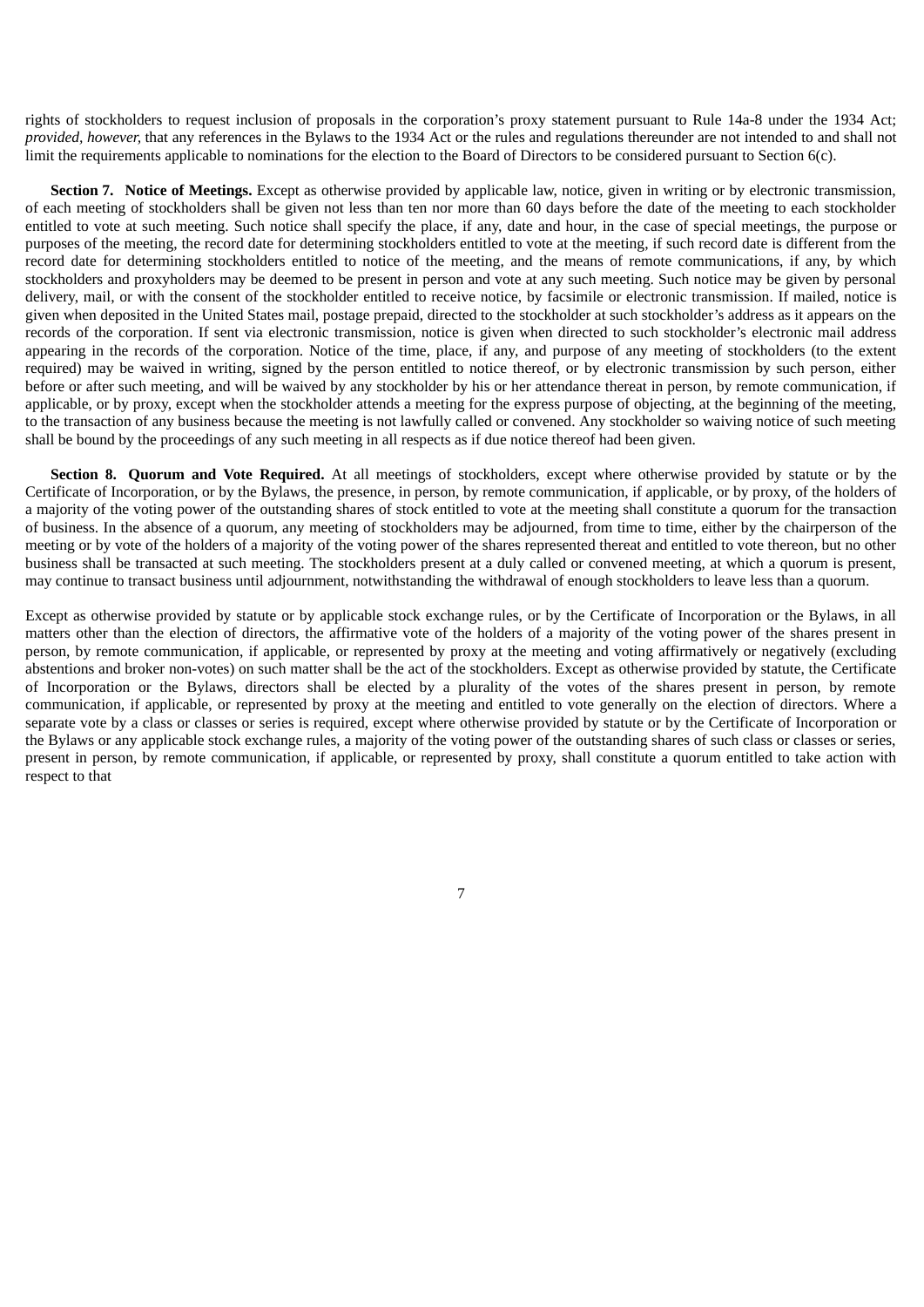rights of stockholders to request inclusion of proposals in the corporation's proxy statement pursuant to Rule 14a-8 under the 1934 Act; *provided, however*, that any references in the Bylaws to the 1934 Act or the rules and regulations thereunder are not intended to and shall not limit the requirements applicable to nominations for the election to the Board of Directors to be considered pursuant to Section 6(c).

**Section 7. Notice of Meetings.** Except as otherwise provided by applicable law, notice, given in writing or by electronic transmission, of each meeting of stockholders shall be given not less than ten nor more than 60 days before the date of the meeting to each stockholder entitled to vote at such meeting. Such notice shall specify the place, if any, date and hour, in the case of special meetings, the purpose or purposes of the meeting, the record date for determining stockholders entitled to vote at the meeting, if such record date is different from the record date for determining stockholders entitled to notice of the meeting, and the means of remote communications, if any, by which stockholders and proxyholders may be deemed to be present in person and vote at any such meeting. Such notice may be given by personal delivery, mail, or with the consent of the stockholder entitled to receive notice, by facsimile or electronic transmission. If mailed, notice is given when deposited in the United States mail, postage prepaid, directed to the stockholder at such stockholder's address as it appears on the records of the corporation. If sent via electronic transmission, notice is given when directed to such stockholder's electronic mail address appearing in the records of the corporation. Notice of the time, place, if any, and purpose of any meeting of stockholders (to the extent required) may be waived in writing, signed by the person entitled to notice thereof, or by electronic transmission by such person, either before or after such meeting, and will be waived by any stockholder by his or her attendance thereat in person, by remote communication, if applicable, or by proxy, except when the stockholder attends a meeting for the express purpose of objecting, at the beginning of the meeting, to the transaction of any business because the meeting is not lawfully called or convened. Any stockholder so waiving notice of such meeting shall be bound by the proceedings of any such meeting in all respects as if due notice thereof had been given.

**Section 8. Quorum and Vote Required.** At all meetings of stockholders, except where otherwise provided by statute or by the Certificate of Incorporation, or by the Bylaws, the presence, in person, by remote communication, if applicable, or by proxy, of the holders of a majority of the voting power of the outstanding shares of stock entitled to vote at the meeting shall constitute a quorum for the transaction of business. In the absence of a quorum, any meeting of stockholders may be adjourned, from time to time, either by the chairperson of the meeting or by vote of the holders of a majority of the voting power of the shares represented thereat and entitled to vote thereon, but no other business shall be transacted at such meeting. The stockholders present at a duly called or convened meeting, at which a quorum is present, may continue to transact business until adjournment, notwithstanding the withdrawal of enough stockholders to leave less than a quorum.

Except as otherwise provided by statute or by applicable stock exchange rules, or by the Certificate of Incorporation or the Bylaws, in all matters other than the election of directors, the affirmative vote of the holders of a majority of the voting power of the shares present in person, by remote communication, if applicable, or represented by proxy at the meeting and voting affirmatively or negatively (excluding abstentions and broker non-votes) on such matter shall be the act of the stockholders. Except as otherwise provided by statute, the Certificate of Incorporation or the Bylaws, directors shall be elected by a plurality of the votes of the shares present in person, by remote communication, if applicable, or represented by proxy at the meeting and entitled to vote generally on the election of directors. Where a separate vote by a class or classes or series is required, except where otherwise provided by statute or by the Certificate of Incorporation or the Bylaws or any applicable stock exchange rules, a majority of the voting power of the outstanding shares of such class or classes or series, present in person, by remote communication, if applicable, or represented by proxy, shall constitute a quorum entitled to take action with respect to that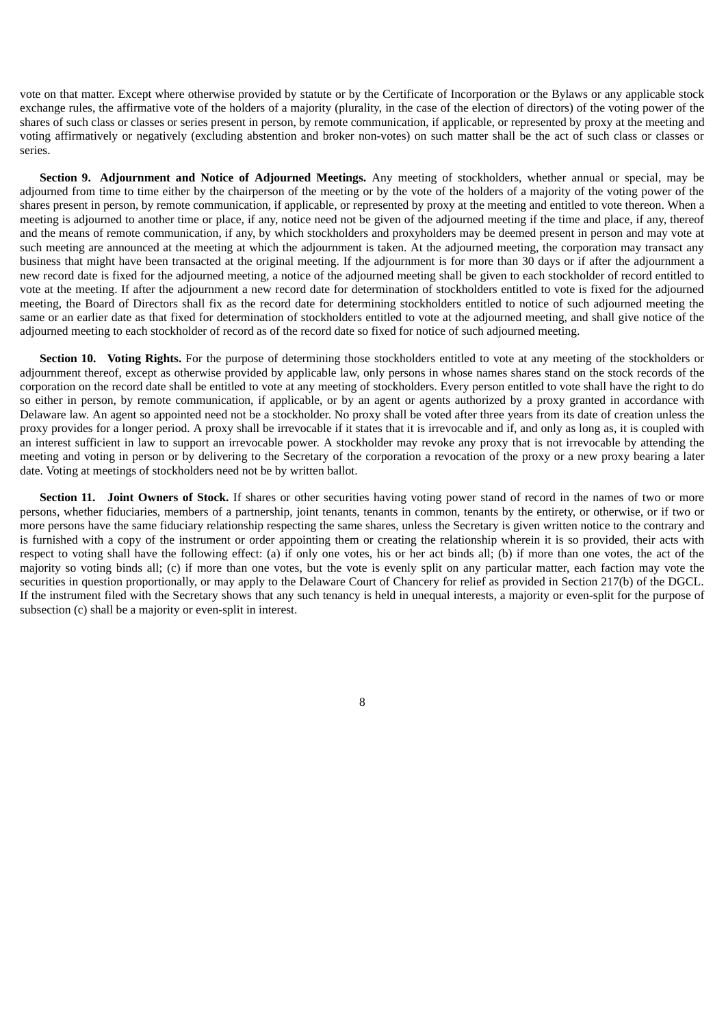vote on that matter. Except where otherwise provided by statute or by the Certificate of Incorporation or the Bylaws or any applicable stock exchange rules, the affirmative vote of the holders of a majority (plurality, in the case of the election of directors) of the voting power of the shares of such class or classes or series present in person, by remote communication, if applicable, or represented by proxy at the meeting and voting affirmatively or negatively (excluding abstention and broker non-votes) on such matter shall be the act of such class or classes or series.

**Section 9. Adjournment and Notice of Adjourned Meetings.** Any meeting of stockholders, whether annual or special, may be adjourned from time to time either by the chairperson of the meeting or by the vote of the holders of a majority of the voting power of the shares present in person, by remote communication, if applicable, or represented by proxy at the meeting and entitled to vote thereon. When a meeting is adjourned to another time or place, if any, notice need not be given of the adjourned meeting if the time and place, if any, thereof and the means of remote communication, if any, by which stockholders and proxyholders may be deemed present in person and may vote at such meeting are announced at the meeting at which the adjournment is taken. At the adjourned meeting, the corporation may transact any business that might have been transacted at the original meeting. If the adjournment is for more than 30 days or if after the adjournment a new record date is fixed for the adjourned meeting, a notice of the adjourned meeting shall be given to each stockholder of record entitled to vote at the meeting. If after the adjournment a new record date for determination of stockholders entitled to vote is fixed for the adjourned meeting, the Board of Directors shall fix as the record date for determining stockholders entitled to notice of such adjourned meeting the same or an earlier date as that fixed for determination of stockholders entitled to vote at the adjourned meeting, and shall give notice of the adjourned meeting to each stockholder of record as of the record date so fixed for notice of such adjourned meeting.

**Section 10. Voting Rights.** For the purpose of determining those stockholders entitled to vote at any meeting of the stockholders or adjournment thereof, except as otherwise provided by applicable law, only persons in whose names shares stand on the stock records of the corporation on the record date shall be entitled to vote at any meeting of stockholders. Every person entitled to vote shall have the right to do so either in person, by remote communication, if applicable, or by an agent or agents authorized by a proxy granted in accordance with Delaware law. An agent so appointed need not be a stockholder. No proxy shall be voted after three years from its date of creation unless the proxy provides for a longer period. A proxy shall be irrevocable if it states that it is irrevocable and if, and only as long as, it is coupled with an interest sufficient in law to support an irrevocable power. A stockholder may revoke any proxy that is not irrevocable by attending the meeting and voting in person or by delivering to the Secretary of the corporation a revocation of the proxy or a new proxy bearing a later date. Voting at meetings of stockholders need not be by written ballot.

**Section 11. Joint Owners of Stock.** If shares or other securities having voting power stand of record in the names of two or more persons, whether fiduciaries, members of a partnership, joint tenants, tenants in common, tenants by the entirety, or otherwise, or if two or more persons have the same fiduciary relationship respecting the same shares, unless the Secretary is given written notice to the contrary and is furnished with a copy of the instrument or order appointing them or creating the relationship wherein it is so provided, their acts with respect to voting shall have the following effect: (a) if only one votes, his or her act binds all; (b) if more than one votes, the act of the majority so voting binds all; (c) if more than one votes, but the vote is evenly split on any particular matter, each faction may vote the securities in question proportionally, or may apply to the Delaware Court of Chancery for relief as provided in Section 217(b) of the DGCL. If the instrument filed with the Secretary shows that any such tenancy is held in unequal interests, a majority or even-split for the purpose of subsection (c) shall be a majority or even-split in interest.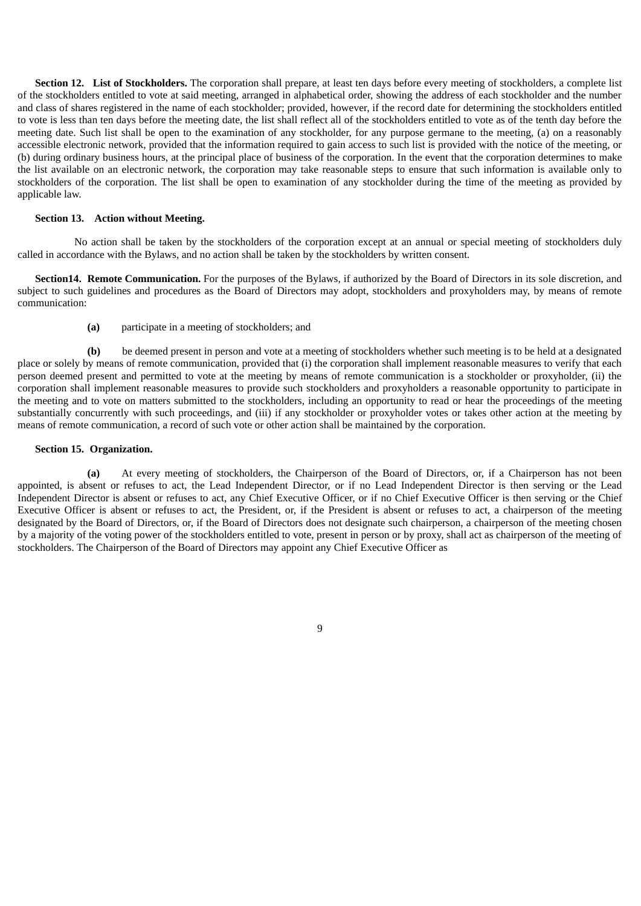**Section 12. List of Stockholders.** The corporation shall prepare, at least ten days before every meeting of stockholders, a complete list of the stockholders entitled to vote at said meeting, arranged in alphabetical order, showing the address of each stockholder and the number and class of shares registered in the name of each stockholder; provided, however, if the record date for determining the stockholders entitled to vote is less than ten days before the meeting date, the list shall reflect all of the stockholders entitled to vote as of the tenth day before the meeting date. Such list shall be open to the examination of any stockholder, for any purpose germane to the meeting, (a) on a reasonably accessible electronic network, provided that the information required to gain access to such list is provided with the notice of the meeting, or (b) during ordinary business hours, at the principal place of business of the corporation. In the event that the corporation determines to make the list available on an electronic network, the corporation may take reasonable steps to ensure that such information is available only to stockholders of the corporation. The list shall be open to examination of any stockholder during the time of the meeting as provided by applicable law.

**Section 13. Action without Meeting.**

No action shall be taken by the stockholders of the corporation except at an annual or special meeting of stockholders duly called in accordance with the Bylaws, and no action shall be taken by the stockholders by written consent.

**Section14. Remote Communication.** For the purposes of the Bylaws, if authorized by the Board of Directors in its sole discretion, and subject to such guidelines and procedures as the Board of Directors may adopt, stockholders and proxyholders may, by means of remote communication:

**(a)** participate in a meeting of stockholders; and

**(b)** be deemed present in person and vote at a meeting of stockholders whether such meeting is to be held at a designated place or solely by means of remote communication, provided that (i) the corporation shall implement reasonable measures to verify that each person deemed present and permitted to vote at the meeting by means of remote communication is a stockholder or proxyholder, (ii) the corporation shall implement reasonable measures to provide such stockholders and proxyholders a reasonable opportunity to participate in the meeting and to vote on matters submitted to the stockholders, including an opportunity to read or hear the proceedings of the meeting substantially concurrently with such proceedings, and (iii) if any stockholder or proxyholder votes or takes other action at the meeting by means of remote communication, a record of such vote or other action shall be maintained by the corporation.

**Section 15. Organization.**

**(a)** At every meeting of stockholders, the Chairperson of the Board of Directors, or, if a Chairperson has not been appointed, is absent or refuses to act, the Lead Independent Director, or if no Lead Independent Director is then serving or the Lead Independent Director is absent or refuses to act, any Chief Executive Officer, or if no Chief Executive Officer is then serving or the Chief Executive Officer is absent or refuses to act, the President, or, if the President is absent or refuses to act, a chairperson of the meeting designated by the Board of Directors, or, if the Board of Directors does not designate such chairperson, a chairperson of the meeting chosen by a majority of the voting power of the stockholders entitled to vote, present in person or by proxy, shall act as chairperson of the meeting of stockholders. The Chairperson of the Board of Directors may appoint any Chief Executive Officer as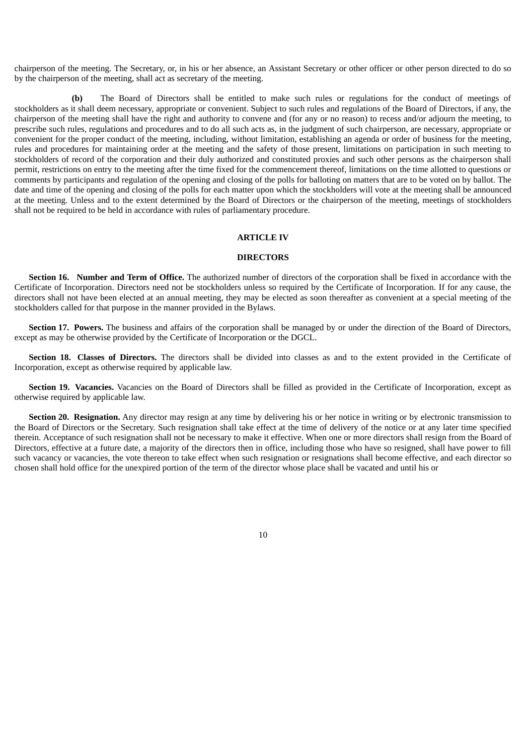chairperson of the meeting. The Secretary, or, in his or her absence, an Assistant Secretary or other officer or other person directed to do so by the chairperson of the meeting, shall act as secretary of the meeting.

**(b)** The Board of Directors shall be entitled to make such rules or regulations for the conduct of meetings of stockholders as it shall deem necessary, appropriate or convenient. Subject to such rules and regulations of the Board of Directors, if any, the chairperson of the meeting shall have the right and authority to convene and (for any or no reason) to recess and/or adjourn the meeting, to prescribe such rules, regulations and procedures and to do all such acts as, in the judgment of such chairperson, are necessary, appropriate or convenient for the proper conduct of the meeting, including, without limitation, establishing an agenda or order of business for the meeting, rules and procedures for maintaining order at the meeting and the safety of those present, limitations on participation in such meeting to stockholders of record of the corporation and their duly authorized and constituted proxies and such other persons as the chairperson shall permit, restrictions on entry to the meeting after the time fixed for the commencement thereof, limitations on the time allotted to questions or comments by participants and regulation of the opening and closing of the polls for balloting on matters that are to be voted on by ballot. The date and time of the opening and closing of the polls for each matter upon which the stockholders will vote at the meeting shall be announced at the meeting. Unless and to the extent determined by the Board of Directors or the chairperson of the meeting, meetings of stockholders shall not be required to be held in accordance with rules of parliamentary procedure.

## ARTICLE IV

## DIRECTORS

**Section 16. Number and Term of Office.** The authorized number of directors of the corporation shall be fixed in accordance with the Certificate of Incorporation. Directors need not be stockholders unless so required by the Certificate of Incorporation. If for any cause, the directors shall not have been elected at an annual meeting, they may be elected as soon thereafter as convenient at a special meeting of the stockholders called for that purpose in the manner provided in the Bylaws.

**Section 17. Powers.** The business and affairs of the corporation shall be managed by or under the direction of the Board of Directors, except as may be otherwise provided by the Certificate of Incorporation or the DGCL.

**Section 18. Classes of Directors.** The directors shall be divided into classes as and to the extent provided in the Certificate of Incorporation, except as otherwise required by applicable law.

**Section 19. Vacancies.** Vacancies on the Board of Directors shall be filled as provided in the Certificate of Incorporation, except as otherwise required by applicable law.

**Section 20. Resignation.** Any director may resign at any time by delivering his or her notice in writing or by electronic transmission to the Board of Directors or the Secretary. Such resignation shall take effect at the time of delivery of the notice or at any later time specified therein. Acceptance of such resignation shall not be necessary to make it effective. When one or more directors shall resign from the Board of Directors, effective at a future date, a majority of the directors then in office, including those who have so resigned, shall have power to fill such vacancy or vacancies, the vote thereon to take effect when such resignation or resignations shall become effective, and each director so chosen shall hold office for the unexpired portion of the term of the director whose place shall be vacated and until his or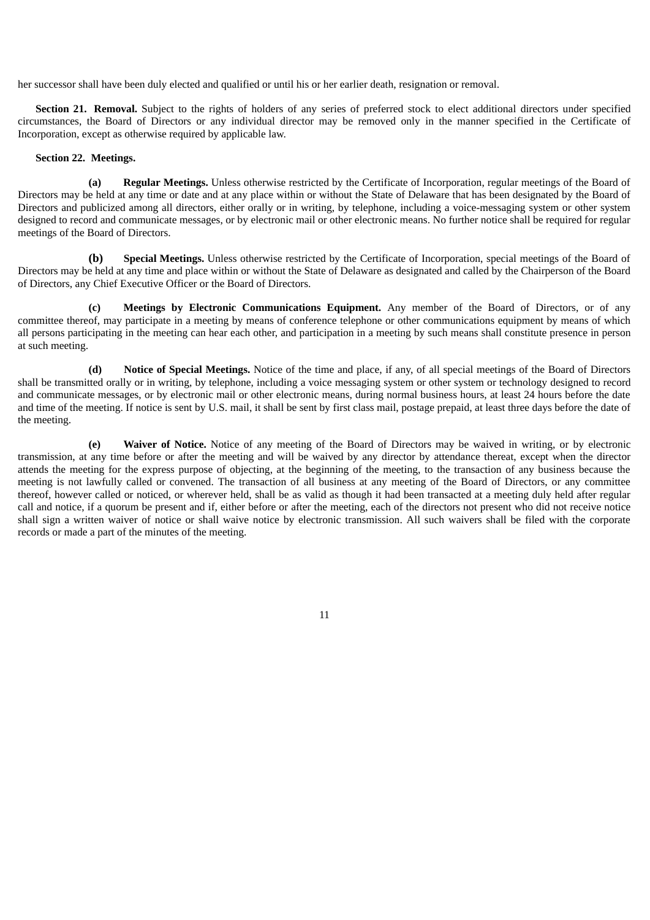her successor shall have been duly elected and qualified or until his or her earlier death, resignation or removal.

**Section 21. Removal.** Subject to the rights of holders of any series of preferred stock to elect additional directors under specified circumstances, the Board of Directors or any individual director may be removed only in the manner specified in the Certificate of Incorporation, except as otherwise required by applicable law.

**Section 22. Meetings.**

**(a) Regular Meetings.** Unless otherwise restricted by the Certificate of Incorporation, regular meetings of the Board of Directors may be held at any time or date and at any place within or without the State of Delaware that has been designated by the Board of Directors and publicized among all directors, either orally or in writing, by telephone, including a voice-messaging system or other system designed to record and communicate messages, or by electronic mail or other electronic means. No further notice shall be required for regular meetings of the Board of Directors.

**(b) Special Meetings.** Unless otherwise restricted by the Certificate of Incorporation, special meetings of the Board of Directors may be held at any time and place within or without the State of Delaware as designated and called by the Chairperson of the Board of Directors, any Chief Executive Officer or the Board of Directors.

**(c) Meetings by Electronic Communications Equipment.** Any member of the Board of Directors, or of any committee thereof, may participate in a meeting by means of conference telephone or other communications equipment by means of which all persons participating in the meeting can hear each other, and participation in a meeting by such means shall constitute presence in person at such meeting.

**(d) Notice of Special Meetings.** Notice of the time and place, if any, of all special meetings of the Board of Directors shall be transmitted orally or in writing, by telephone, including a voice messaging system or other system or technology designed to record and communicate messages, or by electronic mail or other electronic means, during normal business hours, at least 24 hours before the date and time of the meeting. If notice is sent by U.S. mail, it shall be sent by first class mail, postage prepaid, at least three days before the date of the meeting.

**(e) Waiver of Notice.** Notice of any meeting of the Board of Directors may be waived in writing, or by electronic transmission, at any time before or after the meeting and will be waived by any director by attendance thereat, except when the director attends the meeting for the express purpose of objecting, at the beginning of the meeting, to the transaction of any business because the meeting is not lawfully called or convened. The transaction of all business at any meeting of the Board of Directors, or any committee thereof, however called or noticed, or wherever held, shall be as valid as though it had been transacted at a meeting duly held after regular call and notice, if a quorum be present and if, either before or after the meeting, each of the directors not present who did not receive notice shall sign a written waiver of notice or shall waive notice by electronic transmission. All such waivers shall be filed with the corporate records or made a part of the minutes of the meeting.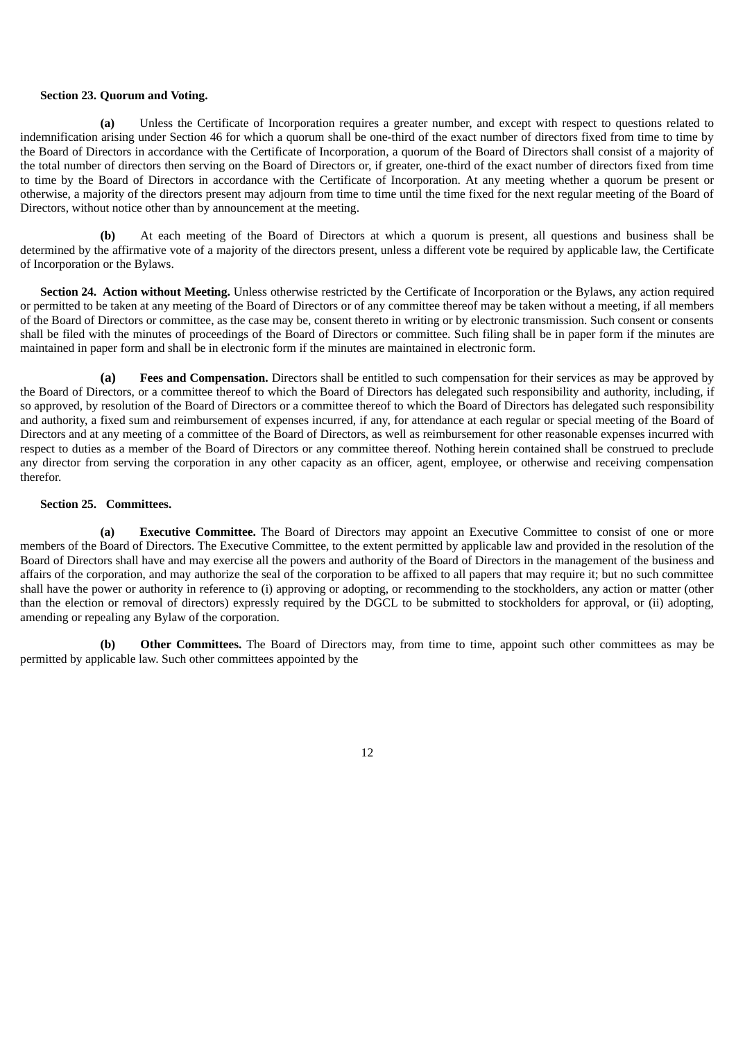**Section 23. Quorum and Voting.**

**(a)** Unless the Certificate of Incorporation requires a greater number, and except with respect to questions related to indemnification arising under Section 46 for which a quorum shall be one-third of the exact number of directors fixed from time to time by the Board of Directors in accordance with the Certificate of Incorporation, a quorum of the Board of Directors shall consist of a majority of the total number of directors then serving on the Board of Directors or, if greater, one-third of the exact number of directors fixed from time to time by the Board of Directors in accordance with the Certificate of Incorporation. At any meeting whether a quorum be present or otherwise, a majority of the directors present may adjourn from time to time until the time fixed for the next regular meeting of the Board of Directors, without notice other than by announcement at the meeting.

**(b)** At each meeting of the Board of Directors at which a quorum is present, all questions and business shall be determined by the affirmative vote of a majority of the directors present, unless a different vote be required by applicable law, the Certificate of Incorporation or the Bylaws.

**Section 24. Action without Meeting.** Unless otherwise restricted by the Certificate of Incorporation or the Bylaws, any action required or permitted to be taken at any meeting of the Board of Directors or of any committee thereof may be taken without a meeting, if all members of the Board of Directors or committee, as the case may be, consent thereto in writing or by electronic transmission. Such consent or consents shall be filed with the minutes of proceedings of the Board of Directors or committee. Such filing shall be in paper form if the minutes are maintained in paper form and shall be in electronic form if the minutes are maintained in electronic form.

**(a) Fees and Compensation.** Directors shall be entitled to such compensation for their services as may be approved by the Board of Directors, or a committee thereof to which the Board of Directors has delegated such responsibility and authority, including, if so approved, by resolution of the Board of Directors or a committee thereof to which the Board of Directors has delegated such responsibility and authority, a fixed sum and reimbursement of expenses incurred, if any, for attendance at each regular or special meeting of the Board of Directors and at any meeting of a committee of the Board of Directors, as well as reimbursement for other reasonable expenses incurred with respect to duties as a member of the Board of Directors or any committee thereof. Nothing herein contained shall be construed to preclude any director from serving the corporation in any other capacity as an officer, agent, employee, or otherwise and receiving compensation therefor.

**Section 25. Committees.**

**(a) Executive Committee.** The Board of Directors may appoint an Executive Committee to consist of one or more members of the Board of Directors. The Executive Committee, to the extent permitted by applicable law and provided in the resolution of the Board of Directors shall have and may exercise all the powers and authority of the Board of Directors in the management of the business and affairs of the corporation, and may authorize the seal of the corporation to be affixed to all papers that may require it; but no such committee shall have the power or authority in reference to (i) approving or adopting, or recommending to the stockholders, any action or matter (other than the election or removal of directors) expressly required by the DGCL to be submitted to stockholders for approval, or (ii) adopting, amending or repealing any Bylaw of the corporation.

**(b) Other Committees.** The Board of Directors may, from time to time, appoint such other committees as may be permitted by applicable law. Such other committees appointed by the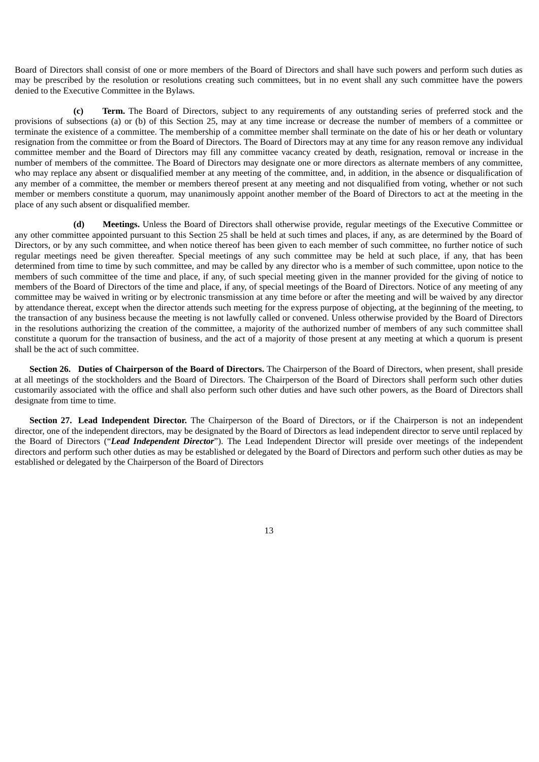Board of Directors shall consist of one or more members of the Board of Directors and shall have such powers and perform such duties as may be prescribed by the resolution or resolutions creating such committees, but in no event shall any such committee have the powers denied to the Executive Committee in the Bylaws.

**(c) Term.** The Board of Directors, subject to any requirements of any outstanding series of preferred stock and the provisions of subsections (a) or (b) of this Section 25, may at any time increase or decrease the number of members of a committee or terminate the existence of a committee. The membership of a committee member shall terminate on the date of his or her death or voluntary resignation from the committee or from the Board of Directors. The Board of Directors may at any time for any reason remove any individual committee member and the Board of Directors may fill any committee vacancy created by death, resignation, removal or increase in the number of members of the committee. The Board of Directors may designate one or more directors as alternate members of any committee, who may replace any absent or disqualified member at any meeting of the committee, and, in addition, in the absence or disqualification of any member of a committee, the member or members thereof present at any meeting and not disqualified from voting, whether or not such member or members constitute a quorum, may unanimously appoint another member of the Board of Directors to act at the meeting in the place of any such absent or disqualified member.

**(d) Meetings.** Unless the Board of Directors shall otherwise provide, regular meetings of the Executive Committee or any other committee appointed pursuant to this Section 25 shall be held at such times and places, if any, as are determined by the Board of Directors, or by any such committee, and when notice thereof has been given to each member of such committee, no further notice of such regular meetings need be given thereafter. Special meetings of any such committee may be held at such place, if any, that has been determined from time to time by such committee, and may be called by any director who is a member of such committee, upon notice to the members of such committee of the time and place, if any, of such special meeting given in the manner provided for the giving of notice to members of the Board of Directors of the time and place, if any, of special meetings of the Board of Directors. Notice of any meeting of any committee may be waived in writing or by electronic transmission at any time before or after the meeting and will be waived by any director by attendance thereat, except when the director attends such meeting for the express purpose of objecting, at the beginning of the meeting, to the transaction of any business because the meeting is not lawfully called or convened. Unless otherwise provided by the Board of Directors in the resolutions authorizing the creation of the committee, a majority of the authorized number of members of any such committee shall constitute a quorum for the transaction of business, and the act of a majority of those present at any meeting at which a quorum is present shall be the act of such committee.

**Section 26. Duties of Chairperson of the Board of Directors.** The Chairperson of the Board of Directors, when present, shall preside at all meetings of the stockholders and the Board of Directors. The Chairperson of the Board of Directors shall perform such other duties customarily associated with the office and shall also perform such other duties and have such other powers, as the Board of Directors shall designate from time to time.

**Section 27. Lead Independent Director.** The Chairperson of the Board of Directors, or if the Chairperson is not an independent director, one of the independent directors, may be designated by the Board of Directors as lead independent director to serve until replaced by the Board of Directors ("***Lead Independent Director***"). The Lead Independent Director will preside over meetings of the independent directors and perform such other duties as may be established or delegated by the Board of Directors and perform such other duties as may be established or delegated by the Chairperson of the Board of Directors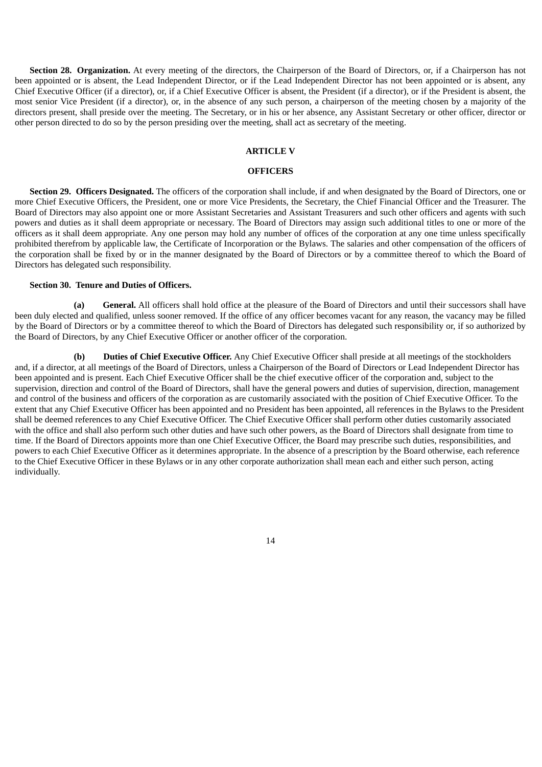**Section 28. Organization.** At every meeting of the directors, the Chairperson of the Board of Directors, or, if a Chairperson has not been appointed or is absent, the Lead Independent Director, or if the Lead Independent Director has not been appointed or is absent, any Chief Executive Officer (if a director), or, if a Chief Executive Officer is absent, the President (if a director), or if the President is absent, the most senior Vice President (if a director), or, in the absence of any such person, a chairperson of the meeting chosen by a majority of the directors present, shall preside over the meeting. The Secretary, or in his or her absence, any Assistant Secretary or other officer, director or other person directed to do so by the person presiding over the meeting, shall act as secretary of the meeting.

## ARTICLE V

## OFFICERS

**Section 29. Officers Designated.** The officers of the corporation shall include, if and when designated by the Board of Directors, one or more Chief Executive Officers, the President, one or more Vice Presidents, the Secretary, the Chief Financial Officer and the Treasurer. The Board of Directors may also appoint one or more Assistant Secretaries and Assistant Treasurers and such other officers and agents with such powers and duties as it shall deem appropriate or necessary. The Board of Directors may assign such additional titles to one or more of the officers as it shall deem appropriate. Any one person may hold any number of offices of the corporation at any one time unless specifically prohibited therefrom by applicable law, the Certificate of Incorporation or the Bylaws. The salaries and other compensation of the officers of the corporation shall be fixed by or in the manner designated by the Board of Directors or by a committee thereof to which the Board of Directors has delegated such responsibility.

**Section 30. Tenure and Duties of Officers.**

**(a) General.** All officers shall hold office at the pleasure of the Board of Directors and until their successors shall have been duly elected and qualified, unless sooner removed. If the office of any officer becomes vacant for any reason, the vacancy may be filled by the Board of Directors or by a committee thereof to which the Board of Directors has delegated such responsibility or, if so authorized by the Board of Directors, by any Chief Executive Officer or another officer of the corporation.

**(b) Duties of Chief Executive Officer.** Any Chief Executive Officer shall preside at all meetings of the stockholders and, if a director, at all meetings of the Board of Directors, unless a Chairperson of the Board of Directors or Lead Independent Director has been appointed and is present. Each Chief Executive Officer shall be the chief executive officer of the corporation and, subject to the supervision, direction and control of the Board of Directors, shall have the general powers and duties of supervision, direction, management and control of the business and officers of the corporation as are customarily associated with the position of Chief Executive Officer. To the extent that any Chief Executive Officer has been appointed and no President has been appointed, all references in the Bylaws to the President shall be deemed references to any Chief Executive Officer. The Chief Executive Officer shall perform other duties customarily associated with the office and shall also perform such other duties and have such other powers, as the Board of Directors shall designate from time to time. If the Board of Directors appoints more than one Chief Executive Officer, the Board may prescribe such duties, responsibilities, and powers to each Chief Executive Officer as it determines appropriate. In the absence of a prescription by the Board otherwise, each reference to the Chief Executive Officer in these Bylaws or in any other corporate authorization shall mean each and either such person, acting individually.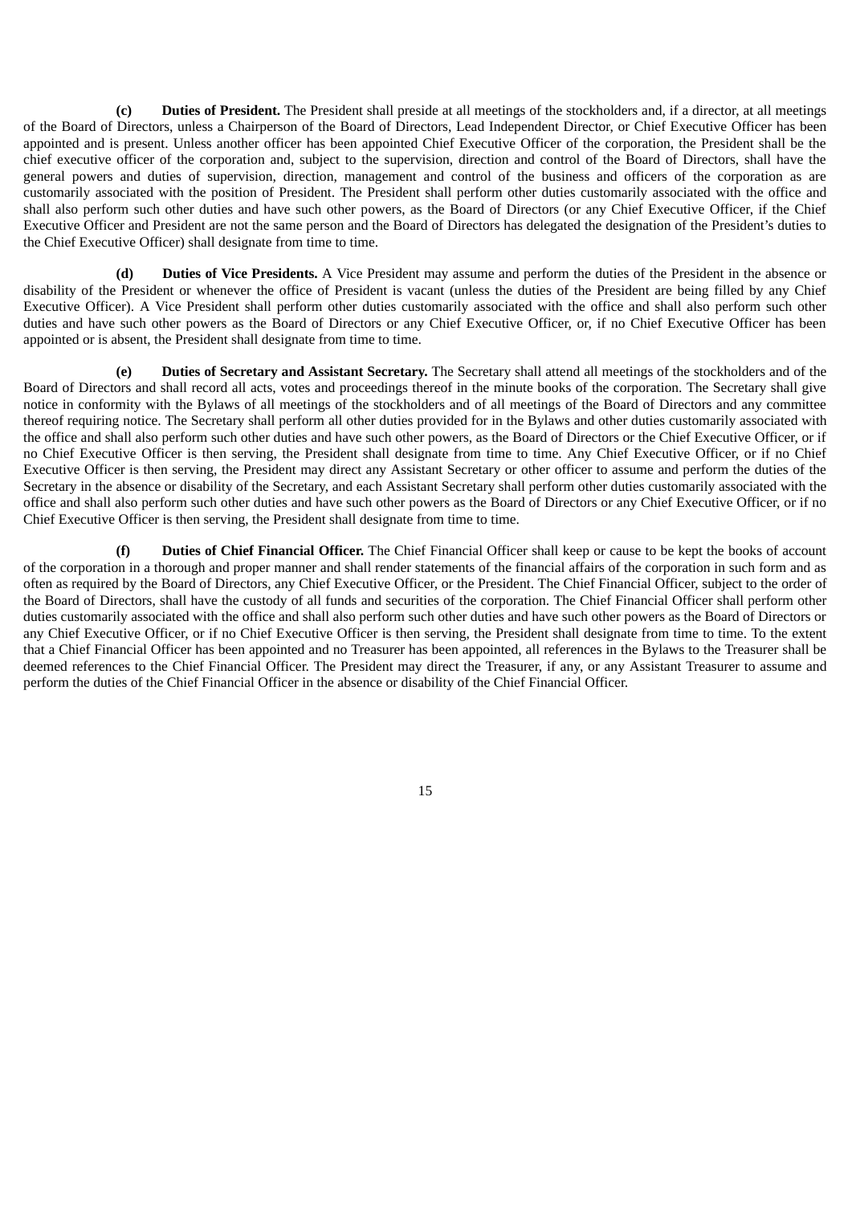**(c) Duties of President.** The President shall preside at all meetings of the stockholders and, if a director, at all meetings of the Board of Directors, unless a Chairperson of the Board of Directors, Lead Independent Director, or Chief Executive Officer has been appointed and is present. Unless another officer has been appointed Chief Executive Officer of the corporation, the President shall be the chief executive officer of the corporation and, subject to the supervision, direction and control of the Board of Directors, shall have the general powers and duties of supervision, direction, management and control of the business and officers of the corporation as are customarily associated with the position of President. The President shall perform other duties customarily associated with the office and shall also perform such other duties and have such other powers, as the Board of Directors (or any Chief Executive Officer, if the Chief Executive Officer and President are not the same person and the Board of Directors has delegated the designation of the President's duties to the Chief Executive Officer) shall designate from time to time.

**(d) Duties of Vice Presidents.** A Vice President may assume and perform the duties of the President in the absence or disability of the President or whenever the office of President is vacant (unless the duties of the President are being filled by any Chief Executive Officer). A Vice President shall perform other duties customarily associated with the office and shall also perform such other duties and have such other powers as the Board of Directors or any Chief Executive Officer, or, if no Chief Executive Officer has been appointed or is absent, the President shall designate from time to time.

**(e) Duties of Secretary and Assistant Secretary.** The Secretary shall attend all meetings of the stockholders and of the Board of Directors and shall record all acts, votes and proceedings thereof in the minute books of the corporation. The Secretary shall give notice in conformity with the Bylaws of all meetings of the stockholders and of all meetings of the Board of Directors and any committee thereof requiring notice. The Secretary shall perform all other duties provided for in the Bylaws and other duties customarily associated with the office and shall also perform such other duties and have such other powers, as the Board of Directors or the Chief Executive Officer, or if no Chief Executive Officer is then serving, the President shall designate from time to time. Any Chief Executive Officer, or if no Chief Executive Officer is then serving, the President may direct any Assistant Secretary or other officer to assume and perform the duties of the Secretary in the absence or disability of the Secretary, and each Assistant Secretary shall perform other duties customarily associated with the office and shall also perform such other duties and have such other powers as the Board of Directors or any Chief Executive Officer, or if no Chief Executive Officer is then serving, the President shall designate from time to time.

**(f) Duties of Chief Financial Officer.** The Chief Financial Officer shall keep or cause to be kept the books of account of the corporation in a thorough and proper manner and shall render statements of the financial affairs of the corporation in such form and as often as required by the Board of Directors, any Chief Executive Officer, or the President. The Chief Financial Officer, subject to the order of the Board of Directors, shall have the custody of all funds and securities of the corporation. The Chief Financial Officer shall perform other duties customarily associated with the office and shall also perform such other duties and have such other powers as the Board of Directors or any Chief Executive Officer, or if no Chief Executive Officer is then serving, the President shall designate from time to time. To the extent that a Chief Financial Officer has been appointed and no Treasurer has been appointed, all references in the Bylaws to the Treasurer shall be deemed references to the Chief Financial Officer. The President may direct the Treasurer, if any, or any Assistant Treasurer to assume and perform the duties of the Chief Financial Officer in the absence or disability of the Chief Financial Officer.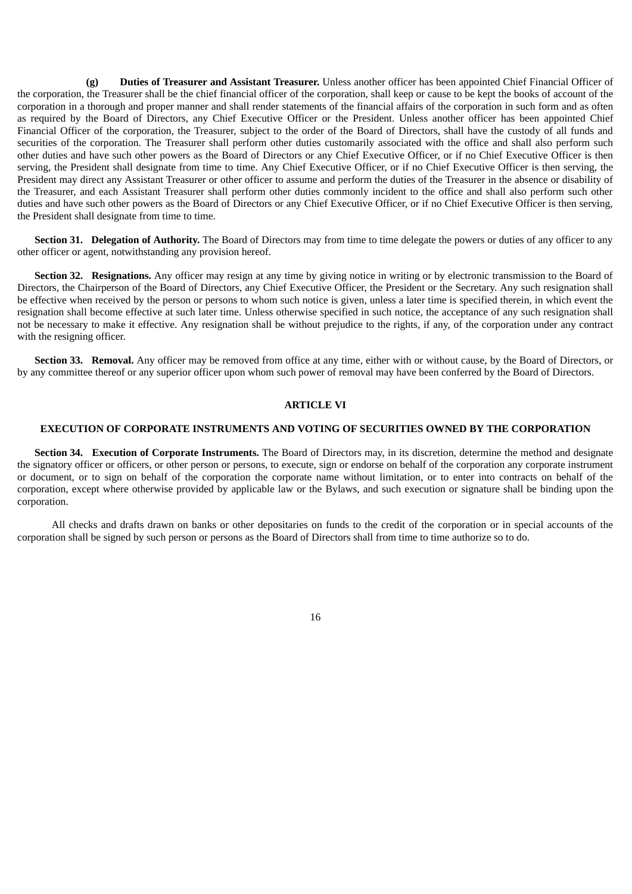**(g) Duties of Treasurer and Assistant Treasurer.** Unless another officer has been appointed Chief Financial Officer of the corporation, the Treasurer shall be the chief financial officer of the corporation, shall keep or cause to be kept the books of account of the corporation in a thorough and proper manner and shall render statements of the financial affairs of the corporation in such form and as often as required by the Board of Directors, any Chief Executive Officer or the President. Unless another officer has been appointed Chief Financial Officer of the corporation, the Treasurer, subject to the order of the Board of Directors, shall have the custody of all funds and securities of the corporation. The Treasurer shall perform other duties customarily associated with the office and shall also perform such other duties and have such other powers as the Board of Directors or any Chief Executive Officer, or if no Chief Executive Officer is then serving, the President shall designate from time to time. Any Chief Executive Officer, or if no Chief Executive Officer is then serving, the President may direct any Assistant Treasurer or other officer to assume and perform the duties of the Treasurer in the absence or disability of the Treasurer, and each Assistant Treasurer shall perform other duties commonly incident to the office and shall also perform such other duties and have such other powers as the Board of Directors or any Chief Executive Officer, or if no Chief Executive Officer is then serving, the President shall designate from time to time.

**Section 31. Delegation of Authority.** The Board of Directors may from time to time delegate the powers or duties of any officer to any other officer or agent, notwithstanding any provision hereof.

**Section 32. Resignations.** Any officer may resign at any time by giving notice in writing or by electronic transmission to the Board of Directors, the Chairperson of the Board of Directors, any Chief Executive Officer, the President or the Secretary. Any such resignation shall be effective when received by the person or persons to whom such notice is given, unless a later time is specified therein, in which event the resignation shall become effective at such later time. Unless otherwise specified in such notice, the acceptance of any such resignation shall not be necessary to make it effective. Any resignation shall be without prejudice to the rights, if any, of the corporation under any contract with the resigning officer.

**Section 33. Removal.** Any officer may be removed from office at any time, either with or without cause, by the Board of Directors, or by any committee thereof or any superior officer upon whom such power of removal may have been conferred by the Board of Directors.

## ARTICLE VI

## EXECUTION OF CORPORATE INSTRUMENTS AND VOTING OF SECURITIES OWNED BY THE CORPORATION

**Section 34. Execution of Corporate Instruments.** The Board of Directors may, in its discretion, determine the method and designate the signatory officer or officers, or other person or persons, to execute, sign or endorse on behalf of the corporation any corporate instrument or document, or to sign on behalf of the corporation the corporate name without limitation, or to enter into contracts on behalf of the corporation, except where otherwise provided by applicable law or the Bylaws, and such execution or signature shall be binding upon the corporation.

All checks and drafts drawn on banks or other depositaries on funds to the credit of the corporation or in special accounts of the corporation shall be signed by such person or persons as the Board of Directors shall from time to time authorize so to do.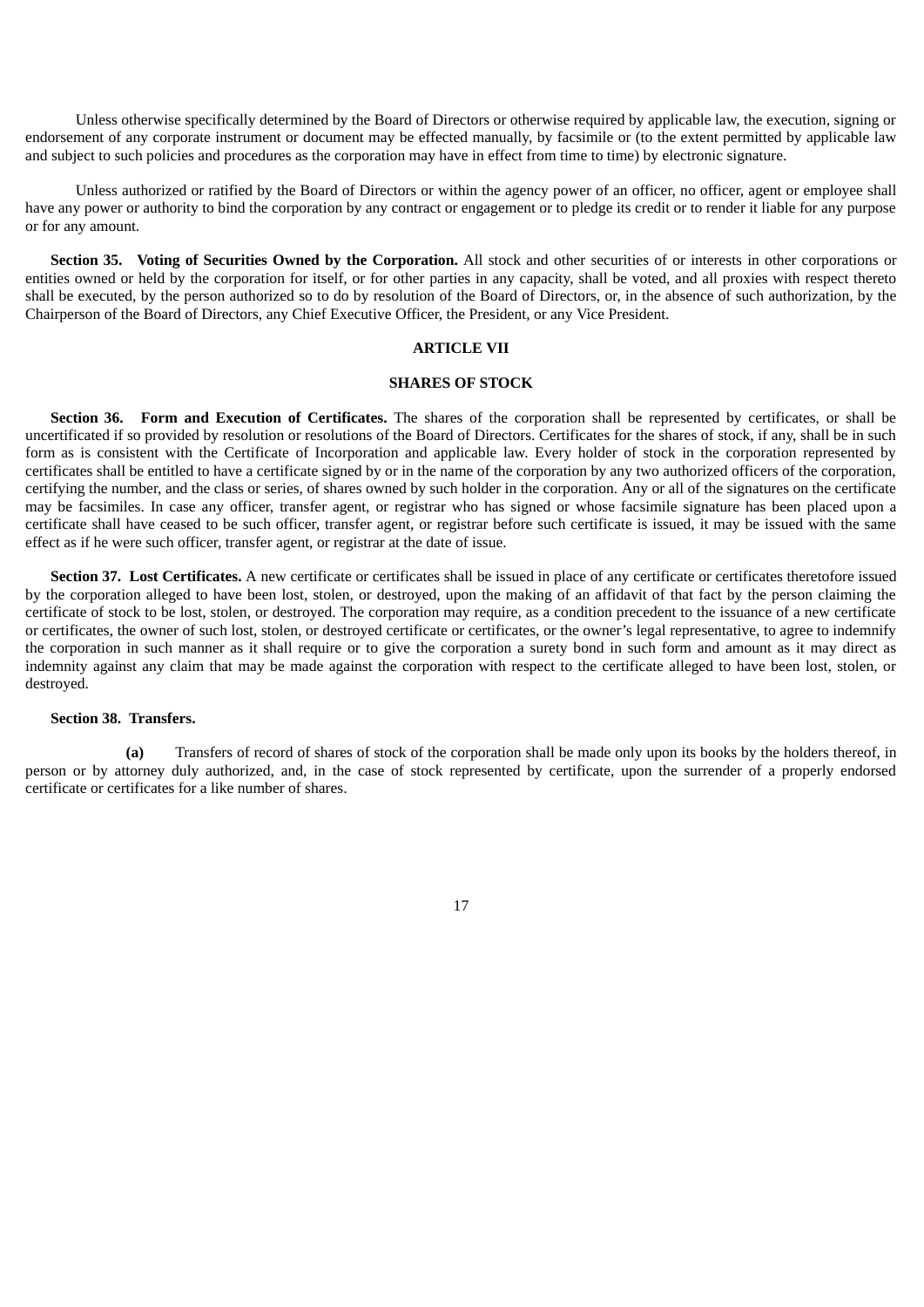Unless otherwise specifically determined by the Board of Directors or otherwise required by applicable law, the execution, signing or endorsement of any corporate instrument or document may be effected manually, by facsimile or (to the extent permitted by applicable law and subject to such policies and procedures as the corporation may have in effect from time to time) by electronic signature.

Unless authorized or ratified by the Board of Directors or within the agency power of an officer, no officer, agent or employee shall have any power or authority to bind the corporation by any contract or engagement or to pledge its credit or to render it liable for any purpose or for any amount.

**Section 35. Voting of Securities Owned by the Corporation.** All stock and other securities of or interests in other corporations or entities owned or held by the corporation for itself, or for other parties in any capacity, shall be voted, and all proxies with respect thereto shall be executed, by the person authorized so to do by resolution of the Board of Directors, or, in the absence of such authorization, by the Chairperson of the Board of Directors, any Chief Executive Officer, the President, or any Vice President.

## ARTICLE VII

## SHARES OF STOCK

**Section 36. Form and Execution of Certificates.** The shares of the corporation shall be represented by certificates, or shall be uncertificated if so provided by resolution or resolutions of the Board of Directors. Certificates for the shares of stock, if any, shall be in such form as is consistent with the Certificate of Incorporation and applicable law. Every holder of stock in the corporation represented by certificates shall be entitled to have a certificate signed by or in the name of the corporation by any two authorized officers of the corporation, certifying the number, and the class or series, of shares owned by such holder in the corporation. Any or all of the signatures on the certificate may be facsimiles. In case any officer, transfer agent, or registrar who has signed or whose facsimile signature has been placed upon a certificate shall have ceased to be such officer, transfer agent, or registrar before such certificate is issued, it may be issued with the same effect as if he were such officer, transfer agent, or registrar at the date of issue.

**Section 37. Lost Certificates.** A new certificate or certificates shall be issued in place of any certificate or certificates theretofore issued by the corporation alleged to have been lost, stolen, or destroyed, upon the making of an affidavit of that fact by the person claiming the certificate of stock to be lost, stolen, or destroyed. The corporation may require, as a condition precedent to the issuance of a new certificate or certificates, the owner of such lost, stolen, or destroyed certificate or certificates, or the owner's legal representative, to agree to indemnify the corporation in such manner as it shall require or to give the corporation a surety bond in such form and amount as it may direct as indemnity against any claim that may be made against the corporation with respect to the certificate alleged to have been lost, stolen, or destroyed.

**Section 38. Transfers.**

**(a)** Transfers of record of shares of stock of the corporation shall be made only upon its books by the holders thereof, in person or by attorney duly authorized, and, in the case of stock represented by certificate, upon the surrender of a properly endorsed certificate or certificates for a like number of shares.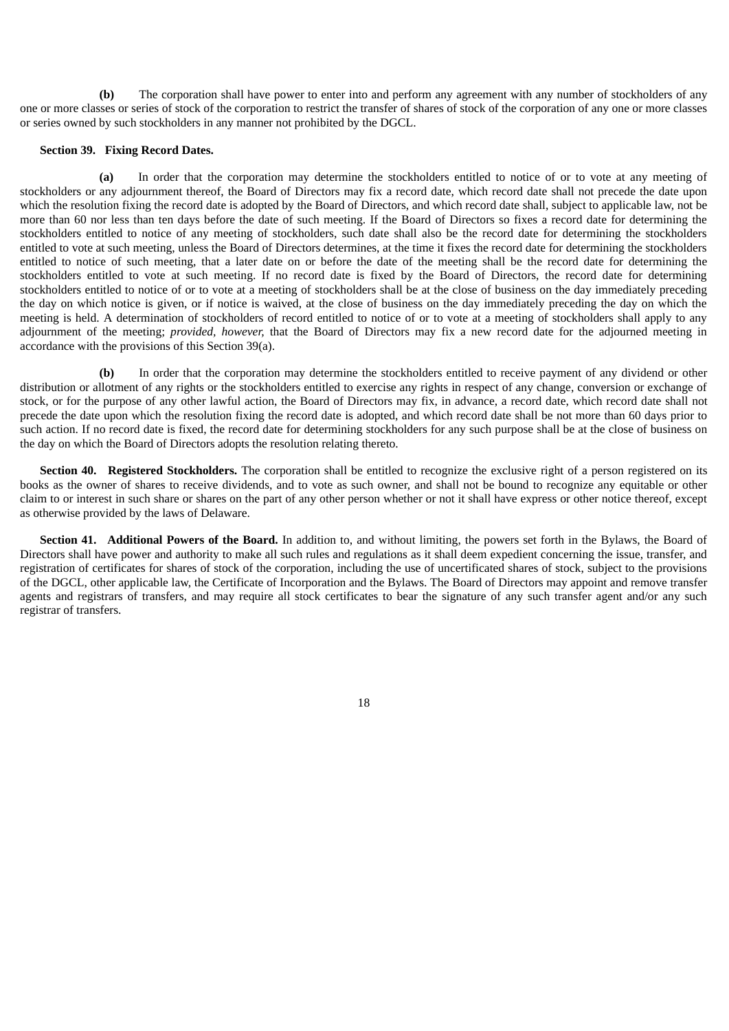**(b)** The corporation shall have power to enter into and perform any agreement with any number of stockholders of any one or more classes or series of stock of the corporation to restrict the transfer of shares of stock of the corporation of any one or more classes or series owned by such stockholders in any manner not prohibited by the DGCL.

**Section 39. Fixing Record Dates.**

**(a)** In order that the corporation may determine the stockholders entitled to notice of or to vote at any meeting of stockholders or any adjournment thereof, the Board of Directors may fix a record date, which record date shall not precede the date upon which the resolution fixing the record date is adopted by the Board of Directors, and which record date shall, subject to applicable law, not be more than 60 nor less than ten days before the date of such meeting. If the Board of Directors so fixes a record date for determining the stockholders entitled to notice of any meeting of stockholders, such date shall also be the record date for determining the stockholders entitled to vote at such meeting, unless the Board of Directors determines, at the time it fixes the record date for determining the stockholders entitled to notice of such meeting, that a later date on or before the date of the meeting shall be the record date for determining the stockholders entitled to vote at such meeting. If no record date is fixed by the Board of Directors, the record date for determining stockholders entitled to notice of or to vote at a meeting of stockholders shall be at the close of business on the day immediately preceding the day on which notice is given, or if notice is waived, at the close of business on the day immediately preceding the day on which the meeting is held. A determination of stockholders of record entitled to notice of or to vote at a meeting of stockholders shall apply to any adjournment of the meeting; *provided, however,* that the Board of Directors may fix a new record date for the adjourned meeting in accordance with the provisions of this Section 39(a).

**(b)** In order that the corporation may determine the stockholders entitled to receive payment of any dividend or other distribution or allotment of any rights or the stockholders entitled to exercise any rights in respect of any change, conversion or exchange of stock, or for the purpose of any other lawful action, the Board of Directors may fix, in advance, a record date, which record date shall not precede the date upon which the resolution fixing the record date is adopted, and which record date shall be not more than 60 days prior to such action. If no record date is fixed, the record date for determining stockholders for any such purpose shall be at the close of business on the day on which the Board of Directors adopts the resolution relating thereto.

**Section 40. Registered Stockholders.** The corporation shall be entitled to recognize the exclusive right of a person registered on its books as the owner of shares to receive dividends, and to vote as such owner, and shall not be bound to recognize any equitable or other claim to or interest in such share or shares on the part of any other person whether or not it shall have express or other notice thereof, except as otherwise provided by the laws of Delaware.

**Section 41. Additional Powers of the Board.** In addition to, and without limiting, the powers set forth in the Bylaws, the Board of Directors shall have power and authority to make all such rules and regulations as it shall deem expedient concerning the issue, transfer, and registration of certificates for shares of stock of the corporation, including the use of uncertificated shares of stock, subject to the provisions of the DGCL, other applicable law, the Certificate of Incorporation and the Bylaws. The Board of Directors may appoint and remove transfer agents and registrars of transfers, and may require all stock certificates to bear the signature of any such transfer agent and/or any such registrar of transfers.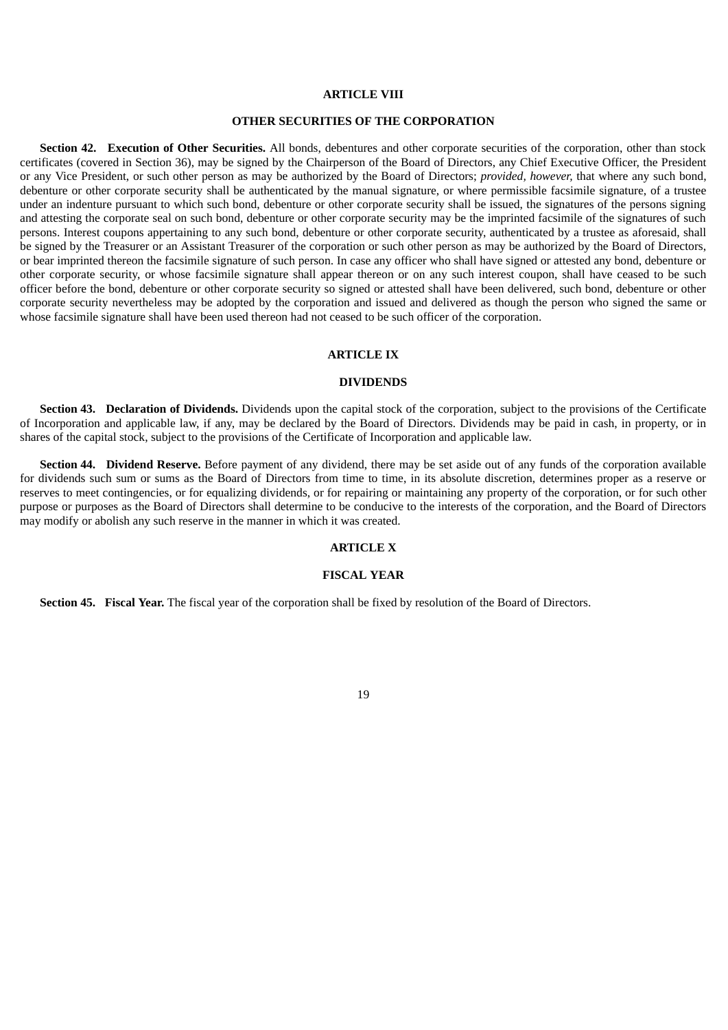## ARTICLE VIII

## OTHER SECURITIES OF THE CORPORATION

**Section 42. Execution of Other Securities.** All bonds, debentures and other corporate securities of the corporation, other than stock certificates (covered in Section 36), may be signed by the Chairperson of the Board of Directors, any Chief Executive Officer, the President or any Vice President, or such other person as may be authorized by the Board of Directors; *provided, however,* that where any such bond, debenture or other corporate security shall be authenticated by the manual signature, or where permissible facsimile signature, of a trustee under an indenture pursuant to which such bond, debenture or other corporate security shall be issued, the signatures of the persons signing and attesting the corporate seal on such bond, debenture or other corporate security may be the imprinted facsimile of the signatures of such persons. Interest coupons appertaining to any such bond, debenture or other corporate security, authenticated by a trustee as aforesaid, shall be signed by the Treasurer or an Assistant Treasurer of the corporation or such other person as may be authorized by the Board of Directors, or bear imprinted thereon the facsimile signature of such person. In case any officer who shall have signed or attested any bond, debenture or other corporate security, or whose facsimile signature shall appear thereon or on any such interest coupon, shall have ceased to be such officer before the bond, debenture or other corporate security so signed or attested shall have been delivered, such bond, debenture or other corporate security nevertheless may be adopted by the corporation and issued and delivered as though the person who signed the same or whose facsimile signature shall have been used thereon had not ceased to be such officer of the corporation.

## ARTICLE IX

## DIVIDENDS

**Section 43. Declaration of Dividends.** Dividends upon the capital stock of the corporation, subject to the provisions of the Certificate of Incorporation and applicable law, if any, may be declared by the Board of Directors. Dividends may be paid in cash, in property, or in shares of the capital stock, subject to the provisions of the Certificate of Incorporation and applicable law.

**Section 44. Dividend Reserve.** Before payment of any dividend, there may be set aside out of any funds of the corporation available for dividends such sum or sums as the Board of Directors from time to time, in its absolute discretion, determines proper as a reserve or reserves to meet contingencies, or for equalizing dividends, or for repairing or maintaining any property of the corporation, or for such other purpose or purposes as the Board of Directors shall determine to be conducive to the interests of the corporation, and the Board of Directors may modify or abolish any such reserve in the manner in which it was created.

## ARTICLE X

## FISCAL YEAR

**Section 45. Fiscal Year.** The fiscal year of the corporation shall be fixed by resolution of the Board of Directors.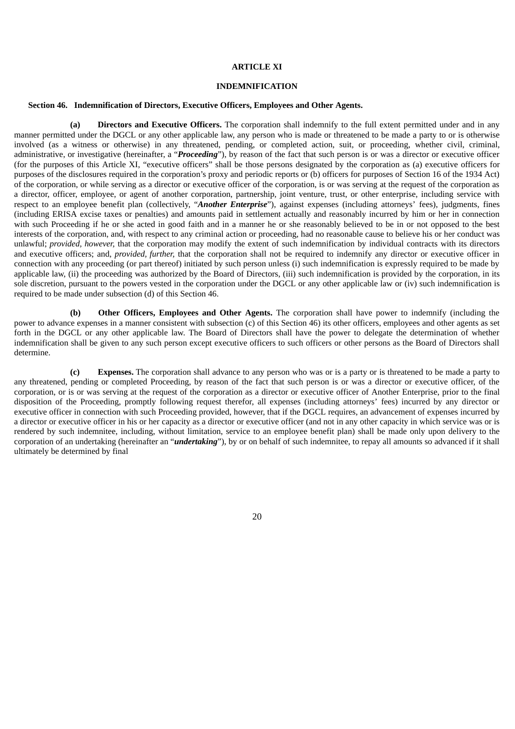## ARTICLE XI

## INDEMNIFICATION

**Section 46. Indemnification of Directors, Executive Officers, Employees and Other Agents.**

**(a) Directors and Executive Officers.** The corporation shall indemnify to the full extent permitted under and in any manner permitted under the DGCL or any other applicable law, any person who is made or threatened to be made a party to or is otherwise involved (as a witness or otherwise) in any threatened, pending, or completed action, suit, or proceeding, whether civil, criminal, administrative, or investigative (hereinafter, a "***Proceeding***"), by reason of the fact that such person is or was a director or executive officer (for the purposes of this Article XI, "executive officers" shall be those persons designated by the corporation as (a) executive officers for purposes of the disclosures required in the corporation's proxy and periodic reports or (b) officers for purposes of Section 16 of the 1934 Act) of the corporation, or while serving as a director or executive officer of the corporation, is or was serving at the request of the corporation as a director, officer, employee, or agent of another corporation, partnership, joint venture, trust, or other enterprise, including service with respect to an employee benefit plan (collectively, "***Another Enterprise***"), against expenses (including attorneys' fees), judgments, fines (including ERISA excise taxes or penalties) and amounts paid in settlement actually and reasonably incurred by him or her in connection with such Proceeding if he or she acted in good faith and in a manner he or she reasonably believed to be in or not opposed to the best interests of the corporation, and, with respect to any criminal action or proceeding, had no reasonable cause to believe his or her conduct was unlawful; *provided, however,* that the corporation may modify the extent of such indemnification by individual contracts with its directors and executive officers; and, *provided, further,* that the corporation shall not be required to indemnify any director or executive officer in connection with any proceeding (or part thereof) initiated by such person unless (i) such indemnification is expressly required to be made by applicable law, (ii) the proceeding was authorized by the Board of Directors, (iii) such indemnification is provided by the corporation, in its sole discretion, pursuant to the powers vested in the corporation under the DGCL or any other applicable law or (iv) such indemnification is required to be made under subsection (d) of this Section 46.

**(b) Other Officers, Employees and Other Agents.** The corporation shall have power to indemnify (including the power to advance expenses in a manner consistent with subsection (c) of this Section 46) its other officers, employees and other agents as set forth in the DGCL or any other applicable law. The Board of Directors shall have the power to delegate the determination of whether indemnification shall be given to any such person except executive officers to such officers or other persons as the Board of Directors shall determine.

**(c) Expenses.** The corporation shall advance to any person who was or is a party or is threatened to be made a party to any threatened, pending or completed Proceeding, by reason of the fact that such person is or was a director or executive officer, of the corporation, or is or was serving at the request of the corporation as a director or executive officer of Another Enterprise, prior to the final disposition of the Proceeding, promptly following request therefor, all expenses (including attorneys' fees) incurred by any director or executive officer in connection with such Proceeding provided, however, that if the DGCL requires, an advancement of expenses incurred by a director or executive officer in his or her capacity as a director or executive officer (and not in any other capacity in which service was or is rendered by such indemnitee, including, without limitation, service to an employee benefit plan) shall be made only upon delivery to the corporation of an undertaking (hereinafter an "***undertaking***"), by or on behalf of such indemnitee, to repay all amounts so advanced if it shall ultimately be determined by final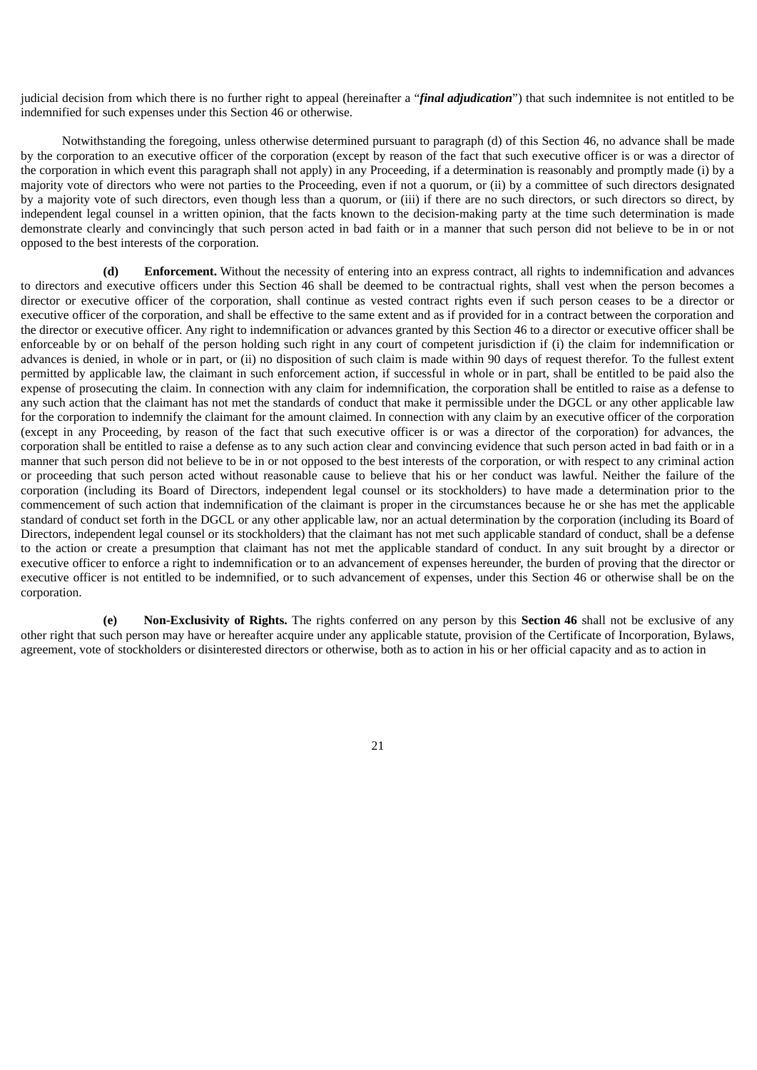judicial decision from which there is no further right to appeal (hereinafter a "***final adjudication***") that such indemnitee is not entitled to be indemnified for such expenses under this Section 46 or otherwise.

Notwithstanding the foregoing, unless otherwise determined pursuant to paragraph (d) of this Section 46, no advance shall be made by the corporation to an executive officer of the corporation (except by reason of the fact that such executive officer is or was a director of the corporation in which event this paragraph shall not apply) in any Proceeding, if a determination is reasonably and promptly made (i) by a majority vote of directors who were not parties to the Proceeding, even if not a quorum, or (ii) by a committee of such directors designated by a majority vote of such directors, even though less than a quorum, or (iii) if there are no such directors, or such directors so direct, by independent legal counsel in a written opinion, that the facts known to the decision-making party at the time such determination is made demonstrate clearly and convincingly that such person acted in bad faith or in a manner that such person did not believe to be in or not opposed to the best interests of the corporation.

**(d) Enforcement.** Without the necessity of entering into an express contract, all rights to indemnification and advances to directors and executive officers under this Section 46 shall be deemed to be contractual rights, shall vest when the person becomes a director or executive officer of the corporation, shall continue as vested contract rights even if such person ceases to be a director or executive officer of the corporation, and shall be effective to the same extent and as if provided for in a contract between the corporation and the director or executive officer. Any right to indemnification or advances granted by this Section 46 to a director or executive officer shall be enforceable by or on behalf of the person holding such right in any court of competent jurisdiction if (i) the claim for indemnification or advances is denied, in whole or in part, or (ii) no disposition of such claim is made within 90 days of request therefor. To the fullest extent permitted by applicable law, the claimant in such enforcement action, if successful in whole or in part, shall be entitled to be paid also the expense of prosecuting the claim. In connection with any claim for indemnification, the corporation shall be entitled to raise as a defense to any such action that the claimant has not met the standards of conduct that make it permissible under the DGCL or any other applicable law for the corporation to indemnify the claimant for the amount claimed. In connection with any claim by an executive officer of the corporation (except in any Proceeding, by reason of the fact that such executive officer is or was a director of the corporation) for advances, the corporation shall be entitled to raise a defense as to any such action clear and convincing evidence that such person acted in bad faith or in a manner that such person did not believe to be in or not opposed to the best interests of the corporation, or with respect to any criminal action or proceeding that such person acted without reasonable cause to believe that his or her conduct was lawful. Neither the failure of the corporation (including its Board of Directors, independent legal counsel or its stockholders) to have made a determination prior to the commencement of such action that indemnification of the claimant is proper in the circumstances because he or she has met the applicable standard of conduct set forth in the DGCL or any other applicable law, nor an actual determination by the corporation (including its Board of Directors, independent legal counsel or its stockholders) that the claimant has not met such applicable standard of conduct, shall be a defense to the action or create a presumption that claimant has not met the applicable standard of conduct. In any suit brought by a director or executive officer to enforce a right to indemnification or to an advancement of expenses hereunder, the burden of proving that the director or executive officer is not entitled to be indemnified, or to such advancement of expenses, under this Section 46 or otherwise shall be on the corporation.

**(e) Non-Exclusivity of Rights.** The rights conferred on any person by this **Section 46** shall not be exclusive of any other right that such person may have or hereafter acquire under any applicable statute, provision of the Certificate of Incorporation, Bylaws, agreement, vote of stockholders or disinterested directors or otherwise, both as to action in his or her official capacity and as to action in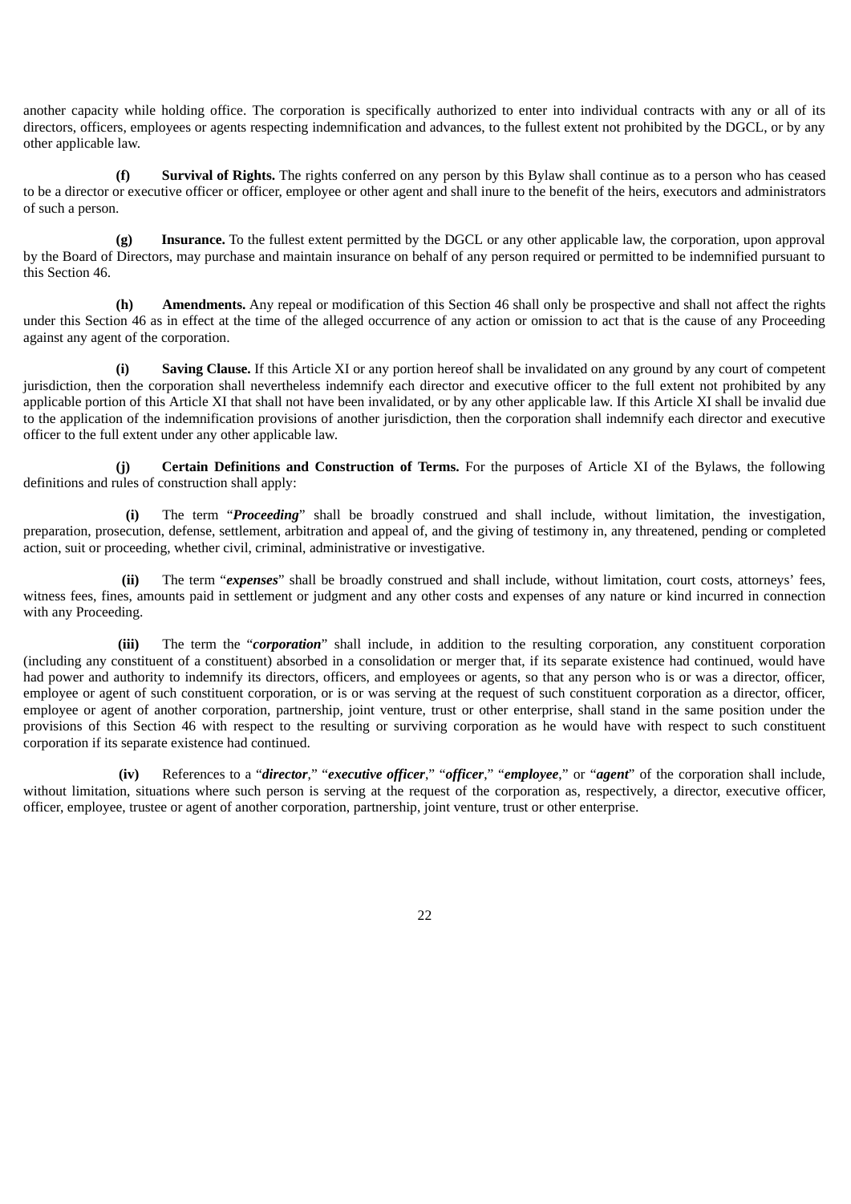another capacity while holding office. The corporation is specifically authorized to enter into individual contracts with any or all of its directors, officers, employees or agents respecting indemnification and advances, to the fullest extent not prohibited by the DGCL, or by any other applicable law.

**(f)** **Survival of Rights.** The rights conferred on any person by this Bylaw shall continue as to a person who has ceased to be a director or executive officer or officer, employee or other agent and shall inure to the benefit of the heirs, executors and administrators of such a person.

**(g)** **Insurance.** To the fullest extent permitted by the DGCL or any other applicable law, the corporation, upon approval by the Board of Directors, may purchase and maintain insurance on behalf of any person required or permitted to be indemnified pursuant to this Section 46.

**(h)** **Amendments.** Any repeal or modification of this Section 46 shall only be prospective and shall not affect the rights under this Section 46 as in effect at the time of the alleged occurrence of any action or omission to act that is the cause of any Proceeding against any agent of the corporation.

**(i)** **Saving Clause.** If this Article XI or any portion hereof shall be invalidated on any ground by any court of competent jurisdiction, then the corporation shall nevertheless indemnify each director and executive officer to the full extent not prohibited by any applicable portion of this Article XI that shall not have been invalidated, or by any other applicable law. If this Article XI shall be invalid due to the application of the indemnification provisions of another jurisdiction, then the corporation shall indemnify each director and executive officer to the full extent under any other applicable law.

**(j)** **Certain Definitions and Construction of Terms.** For the purposes of Article XI of the Bylaws, the following definitions and rules of construction shall apply:

**(i)** The term "***Proceeding***" shall be broadly construed and shall include, without limitation, the investigation, preparation, prosecution, defense, settlement, arbitration and appeal of, and the giving of testimony in, any threatened, pending or completed action, suit or proceeding, whether civil, criminal, administrative or investigative.

**(ii)** The term "***expenses***" shall be broadly construed and shall include, without limitation, court costs, attorneys' fees, witness fees, fines, amounts paid in settlement or judgment and any other costs and expenses of any nature or kind incurred in connection with any Proceeding.

**(iii)** The term the "***corporation***" shall include, in addition to the resulting corporation, any constituent corporation (including any constituent of a constituent) absorbed in a consolidation or merger that, if its separate existence had continued, would have had power and authority to indemnify its directors, officers, and employees or agents, so that any person who is or was a director, officer, employee or agent of such constituent corporation, or is or was serving at the request of such constituent corporation as a director, officer, employee or agent of another corporation, partnership, joint venture, trust or other enterprise, shall stand in the same position under the provisions of this Section 46 with respect to the resulting or surviving corporation as he would have with respect to such constituent corporation if its separate existence had continued.

**(iv)** References to a "***director***," "***executive officer***," "***officer***," "***employee***," or "***agent***" of the corporation shall include, without limitation, situations where such person is serving at the request of the corporation as, respectively, a director, executive officer, officer, employee, trustee or agent of another corporation, partnership, joint venture, trust or other enterprise.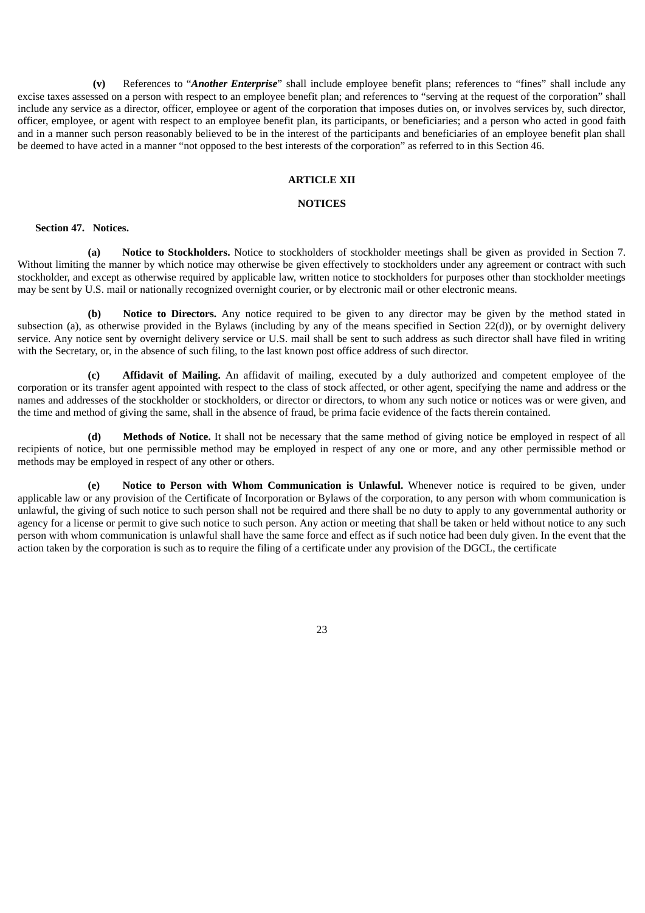**(v)** References to "***Another Enterprise***" shall include employee benefit plans; references to "fines" shall include any excise taxes assessed on a person with respect to an employee benefit plan; and references to "serving at the request of the corporation" shall include any service as a director, officer, employee or agent of the corporation that imposes duties on, or involves services by, such director, officer, employee, or agent with respect to an employee benefit plan, its participants, or beneficiaries; and a person who acted in good faith and in a manner such person reasonably believed to be in the interest of the participants and beneficiaries of an employee benefit plan shall be deemed to have acted in a manner "not opposed to the best interests of the corporation" as referred to in this Section 46.

## ARTICLE XII

## NOTICES

**Section 47. Notices.**

**(a) Notice to Stockholders.** Notice to stockholders of stockholder meetings shall be given as provided in Section 7. Without limiting the manner by which notice may otherwise be given effectively to stockholders under any agreement or contract with such stockholder, and except as otherwise required by applicable law, written notice to stockholders for purposes other than stockholder meetings may be sent by U.S. mail or nationally recognized overnight courier, or by electronic mail or other electronic means.

**(b) Notice to Directors.** Any notice required to be given to any director may be given by the method stated in subsection (a), as otherwise provided in the Bylaws (including by any of the means specified in Section 22(d)), or by overnight delivery service. Any notice sent by overnight delivery service or U.S. mail shall be sent to such address as such director shall have filed in writing with the Secretary, or, in the absence of such filing, to the last known post office address of such director.

**(c) Affidavit of Mailing.** An affidavit of mailing, executed by a duly authorized and competent employee of the corporation or its transfer agent appointed with respect to the class of stock affected, or other agent, specifying the name and address or the names and addresses of the stockholder or stockholders, or director or directors, to whom any such notice or notices was or were given, and the time and method of giving the same, shall in the absence of fraud, be prima facie evidence of the facts therein contained.

**(d) Methods of Notice.** It shall not be necessary that the same method of giving notice be employed in respect of all recipients of notice, but one permissible method may be employed in respect of any one or more, and any other permissible method or methods may be employed in respect of any other or others.

**(e) Notice to Person with Whom Communication is Unlawful.** Whenever notice is required to be given, under applicable law or any provision of the Certificate of Incorporation or Bylaws of the corporation, to any person with whom communication is unlawful, the giving of such notice to such person shall not be required and there shall be no duty to apply to any governmental authority or agency for a license or permit to give such notice to such person. Any action or meeting that shall be taken or held without notice to any such person with whom communication is unlawful shall have the same force and effect as if such notice had been duly given. In the event that the action taken by the corporation is such as to require the filing of a certificate under any provision of the DGCL, the certificate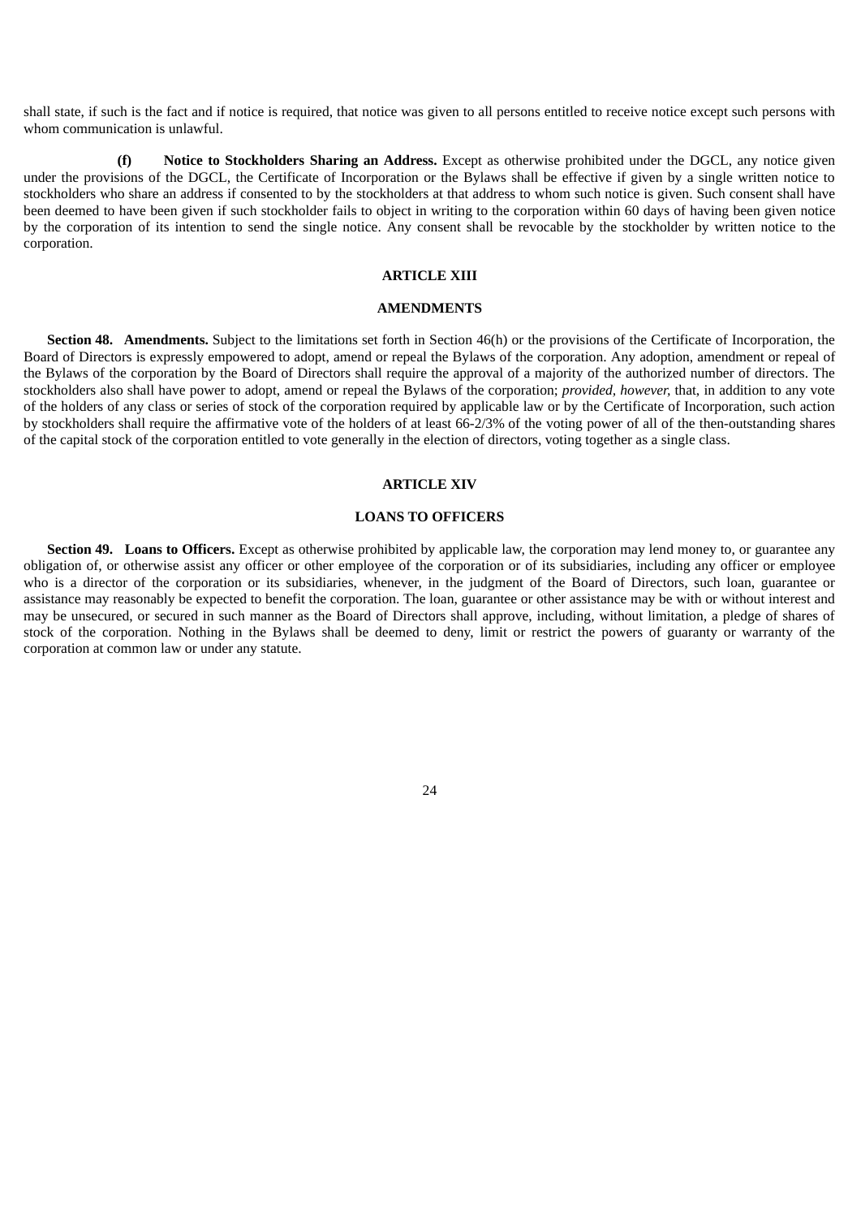shall state, if such is the fact and if notice is required, that notice was given to all persons entitled to receive notice except such persons with whom communication is unlawful.

**(f) Notice to Stockholders Sharing an Address.** Except as otherwise prohibited under the DGCL, any notice given under the provisions of the DGCL, the Certificate of Incorporation or the Bylaws shall be effective if given by a single written notice to stockholders who share an address if consented to by the stockholders at that address to whom such notice is given. Such consent shall have been deemed to have been given if such stockholder fails to object in writing to the corporation within 60 days of having been given notice by the corporation of its intention to send the single notice. Any consent shall be revocable by the stockholder by written notice to the corporation.

## ARTICLE XIII

## AMENDMENTS

**Section 48. Amendments.** Subject to the limitations set forth in Section 46(h) or the provisions of the Certificate of Incorporation, the Board of Directors is expressly empowered to adopt, amend or repeal the Bylaws of the corporation. Any adoption, amendment or repeal of the Bylaws of the corporation by the Board of Directors shall require the approval of a majority of the authorized number of directors. The stockholders also shall have power to adopt, amend or repeal the Bylaws of the corporation; *provided, however,* that, in addition to any vote of the holders of any class or series of stock of the corporation required by applicable law or by the Certificate of Incorporation, such action by stockholders shall require the affirmative vote of the holders of at least 66-2/3% of the voting power of all of the then-outstanding shares of the capital stock of the corporation entitled to vote generally in the election of directors, voting together as a single class.

## ARTICLE XIV

## LOANS TO OFFICERS

**Section 49. Loans to Officers.** Except as otherwise prohibited by applicable law, the corporation may lend money to, or guarantee any obligation of, or otherwise assist any officer or other employee of the corporation or of its subsidiaries, including any officer or employee who is a director of the corporation or its subsidiaries, whenever, in the judgment of the Board of Directors, such loan, guarantee or assistance may reasonably be expected to benefit the corporation. The loan, guarantee or other assistance may be with or without interest and may be unsecured, or secured in such manner as the Board of Directors shall approve, including, without limitation, a pledge of shares of stock of the corporation. Nothing in the Bylaws shall be deemed to deny, limit or restrict the powers of guaranty or warranty of the corporation at common law or under any statute.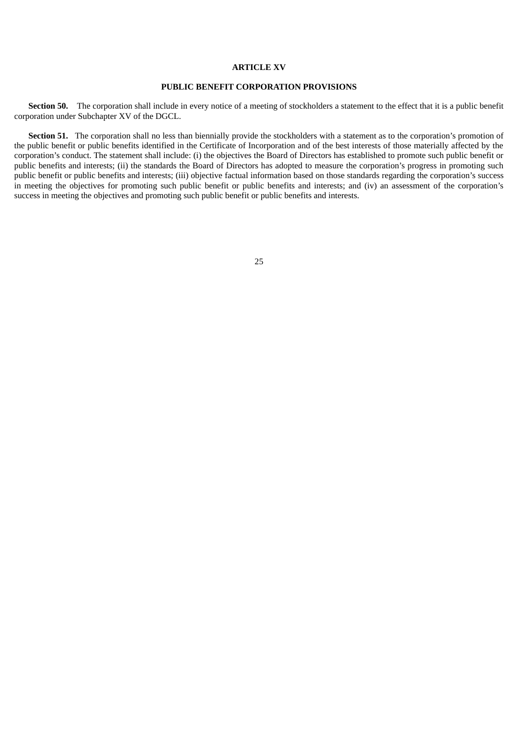## ARTICLE XV

## PUBLIC BENEFIT CORPORATION PROVISIONS

**Section 50.** The corporation shall include in every notice of a meeting of stockholders a statement to the effect that it is a public benefit corporation under Subchapter XV of the DGCL.

**Section 51.** The corporation shall no less than biennially provide the stockholders with a statement as to the corporation's promotion of the public benefit or public benefits identified in the Certificate of Incorporation and of the best interests of those materially affected by the corporation's conduct. The statement shall include: (i) the objectives the Board of Directors has established to promote such public benefit or public benefits and interests; (ii) the standards the Board of Directors has adopted to measure the corporation's progress in promoting such public benefit or public benefits and interests; (iii) objective factual information based on those standards regarding the corporation's success in meeting the objectives for promoting such public benefit or public benefits and interests; and (iv) an assessment of the corporation's success in meeting the objectives and promoting such public benefit or public benefits and interests.